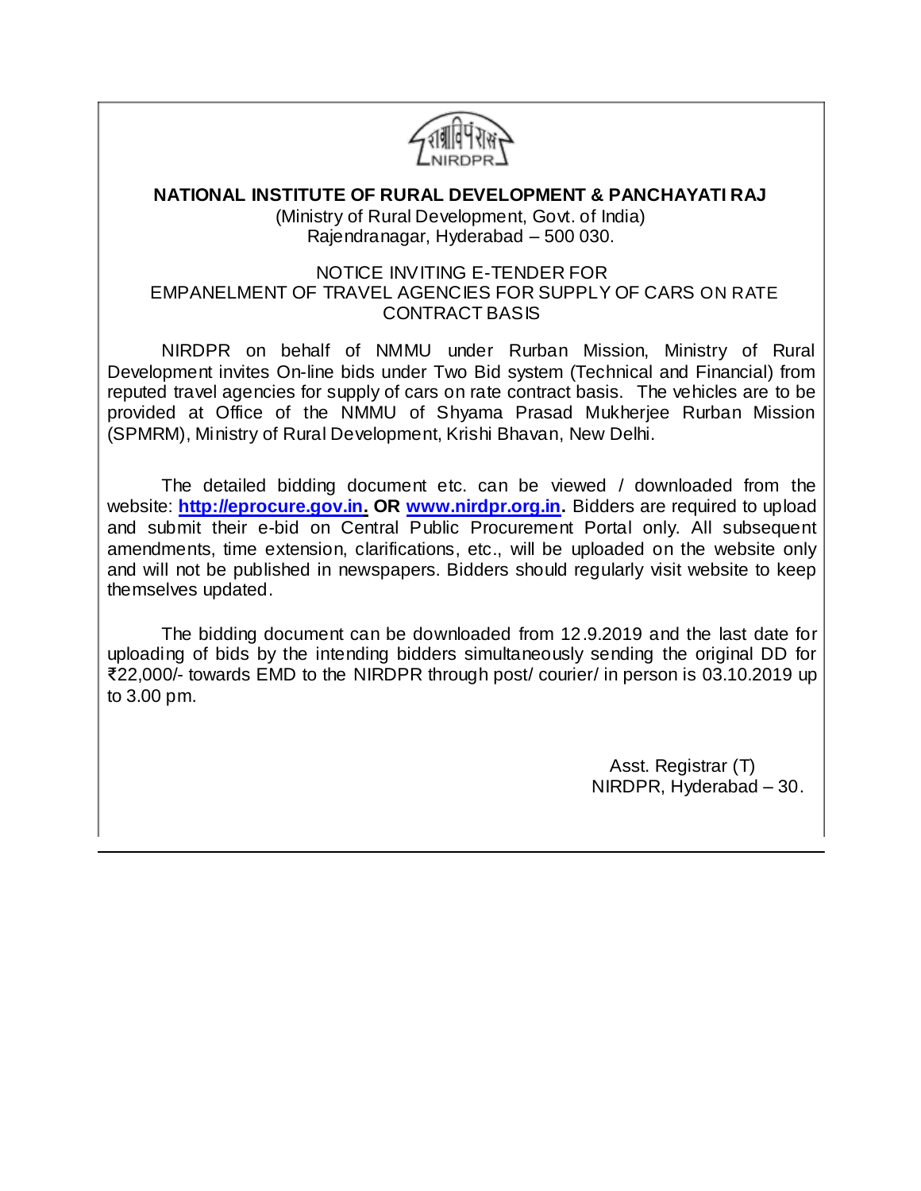# NATIONAL INSTITUTE OF RURAL DEVELOPMENT & PANCHAYATI RAJ

(Ministry of Rural Development, Govt. of India)
Rajendranagar, Hyderabad – 500 030.

NOTICE INVITING E-TENDER FOR
EMPANELMENT OF TRAVEL AGENCIES FOR SUPPLY OF CARS ON RATE CONTRACT BASIS

NIRDPR on behalf of NMMU under Rurban Mission, Ministry of Rural Development invites On-line bids under Two Bid system (Technical and Financial) from reputed travel agencies for supply of cars on rate contract basis. The vehicles are to be provided at Office of the NMMU of Shyama Prasad Mukherjee Rurban Mission (SPMRM), Ministry of Rural Development, Krishi Bhavan, New Delhi.

The detailed bidding document etc. can be viewed / downloaded from the website: **http://eprocure.gov.in. OR www.nirdpr.org.in.** Bidders are required to upload and submit their e-bid on Central Public Procurement Portal only. All subsequent amendments, time extension, clarifications, etc., will be uploaded on the website only and will not be published in newspapers. Bidders should regularly visit website to keep themselves updated.

The bidding document can be downloaded from 12.9.2019 and the last date for uploading of bids by the intending bidders simultaneously sending the original DD for ₹22,000/- towards EMD to the NIRDPR through post/ courier/ in person is 03.10.2019 up to 3.00 pm.

Asst. Registrar (T)
NIRDPR, Hyderabad – 30.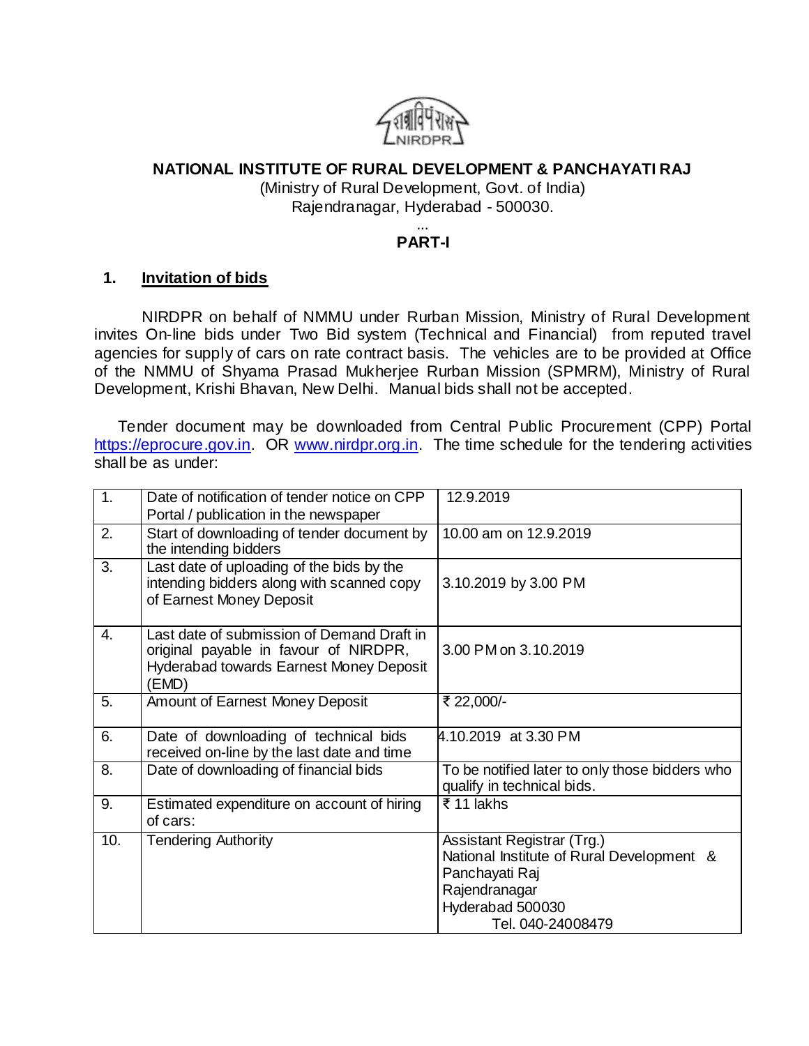**NATIONAL INSTITUTE OF RURAL DEVELOPMENT & PANCHAYATI RAJ**

(Ministry of Rural Development, Govt. of India)

Rajendranagar, Hyderabad - 500030.

...

**PART-I**

## 1. Invitation of bids

NIRDPR on behalf of NMMU under Rurban Mission, Ministry of Rural Development invites On-line bids under Two Bid system (Technical and Financial) from reputed travel agencies for supply of cars on rate contract basis. The vehicles are to be provided at Office of the NMMU of Shyama Prasad Mukherjee Rurban Mission (SPMRM), Ministry of Rural Development, Krishi Bhavan, New Delhi. Manual bids shall not be accepted.

Tender document may be downloaded from Central Public Procurement (CPP) Portal https://eprocure.gov.in. OR www.nirdpr.org.in. The time schedule for the tendering activities shall be as under:

| | | |
|---|---|---|
| 1. | Date of notification of tender notice on CPP Portal / publication in the newspaper | 12.9.2019 |
| 2. | Start of downloading of tender document by the intending bidders | 10.00 am on 12.9.2019 |
| 3. | Last date of uploading of the bids by the intending bidders along with scanned copy of Earnest Money Deposit | 3.10.2019 by 3.00 PM |
| 4. | Last date of submission of Demand Draft in original payable in favour of NIRDPR, Hyderabad towards Earnest Money Deposit (EMD) | 3.00 PM on 3.10.2019 |
| 5. | Amount of Earnest Money Deposit | ₹ 22,000/- |
| 6. | Date of downloading of technical bids received on-line by the last date and time | 4.10.2019 at 3.30 PM |
| 8. | Date of downloading of financial bids | To be notified later to only those bidders who qualify in technical bids. |
| 9. | Estimated expenditure on account of hiring of cars: | ₹ 11 lakhs |
| 10. | Tendering Authority | Assistant Registrar (Trg.)<br>National Institute of Rural Development & Panchayati Raj<br>Rajendranagar<br>Hyderabad 500030<br>Tel. 040-24008479 |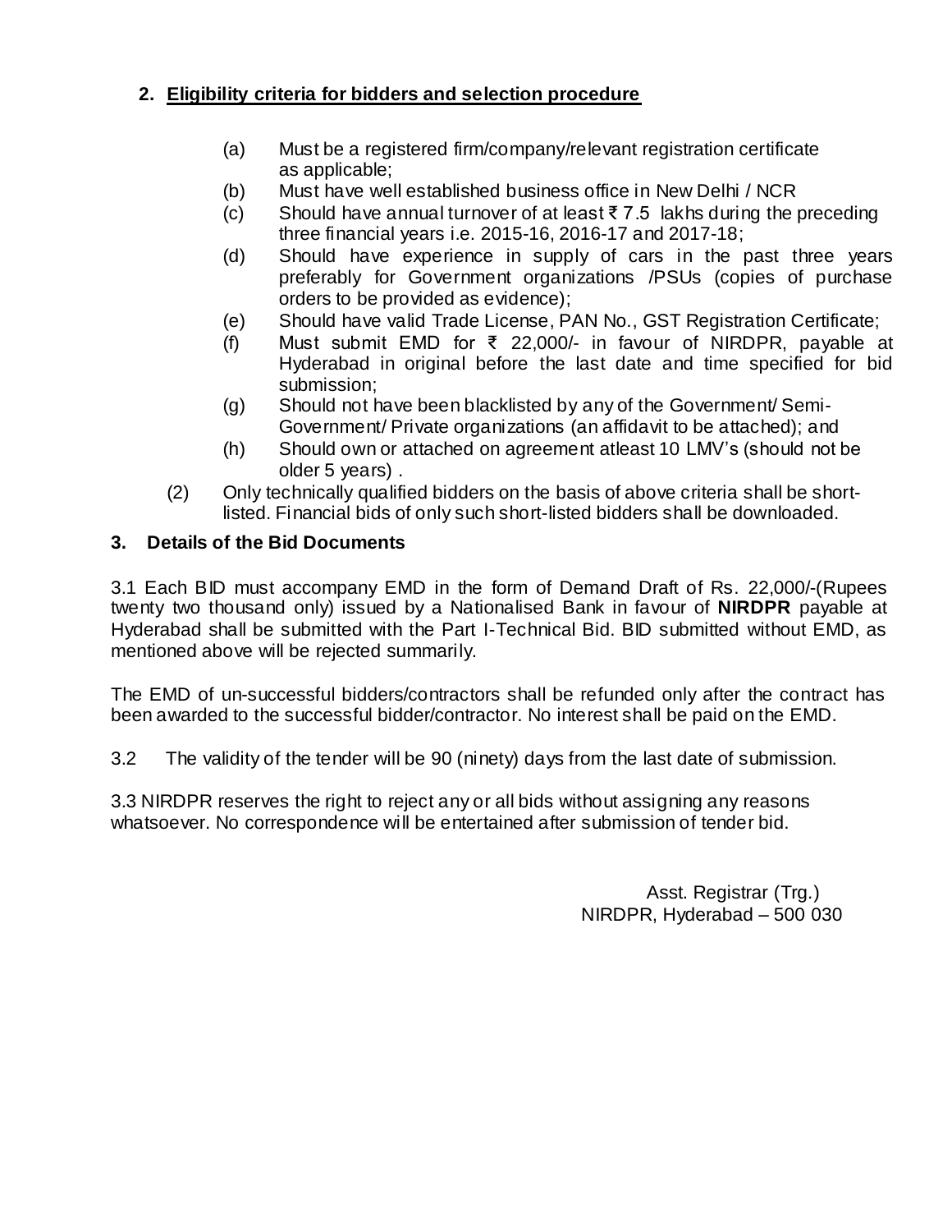## 2. Eligibility criteria for bidders and selection procedure

(a) Must be a registered firm/company/relevant registration certificate as applicable;

(b) Must have well established business office in New Delhi / NCR

(c) Should have annual turnover of at least ₹ 7.5 lakhs during the preceding three financial years i.e. 2015-16, 2016-17 and 2017-18;

(d) Should have experience in supply of cars in the past three years preferably for Government organizations /PSUs (copies of purchase orders to be provided as evidence);

(e) Should have valid Trade License, PAN No., GST Registration Certificate;

(f) Must submit EMD for ₹ 22,000/- in favour of NIRDPR, payable at Hyderabad in original before the last date and time specified for bid submission;

(g) Should not have been blacklisted by any of the Government/ Semi-Government/ Private organizations (an affidavit to be attached); and

(h) Should own or attached on agreement atleast 10 LMV's (should not be older 5 years) .

(2) Only technically qualified bidders on the basis of above criteria shall be short-listed. Financial bids of only such short-listed bidders shall be downloaded.

## 3. Details of the Bid Documents

3.1 Each BID must accompany EMD in the form of Demand Draft of Rs. 22,000/-(Rupees twenty two thousand only) issued by a Nationalised Bank in favour of **NIRDPR** payable at Hyderabad shall be submitted with the Part I-Technical Bid. BID submitted without EMD, as mentioned above will be rejected summarily.

The EMD of un-successful bidders/contractors shall be refunded only after the contract has been awarded to the successful bidder/contractor. No interest shall be paid on the EMD.

3.2 The validity of the tender will be 90 (ninety) days from the last date of submission.

3.3 NIRDPR reserves the right to reject any or all bids without assigning any reasons whatsoever. No correspondence will be entertained after submission of tender bid.

Asst. Registrar (Trg.)
NIRDPR, Hyderabad – 500 030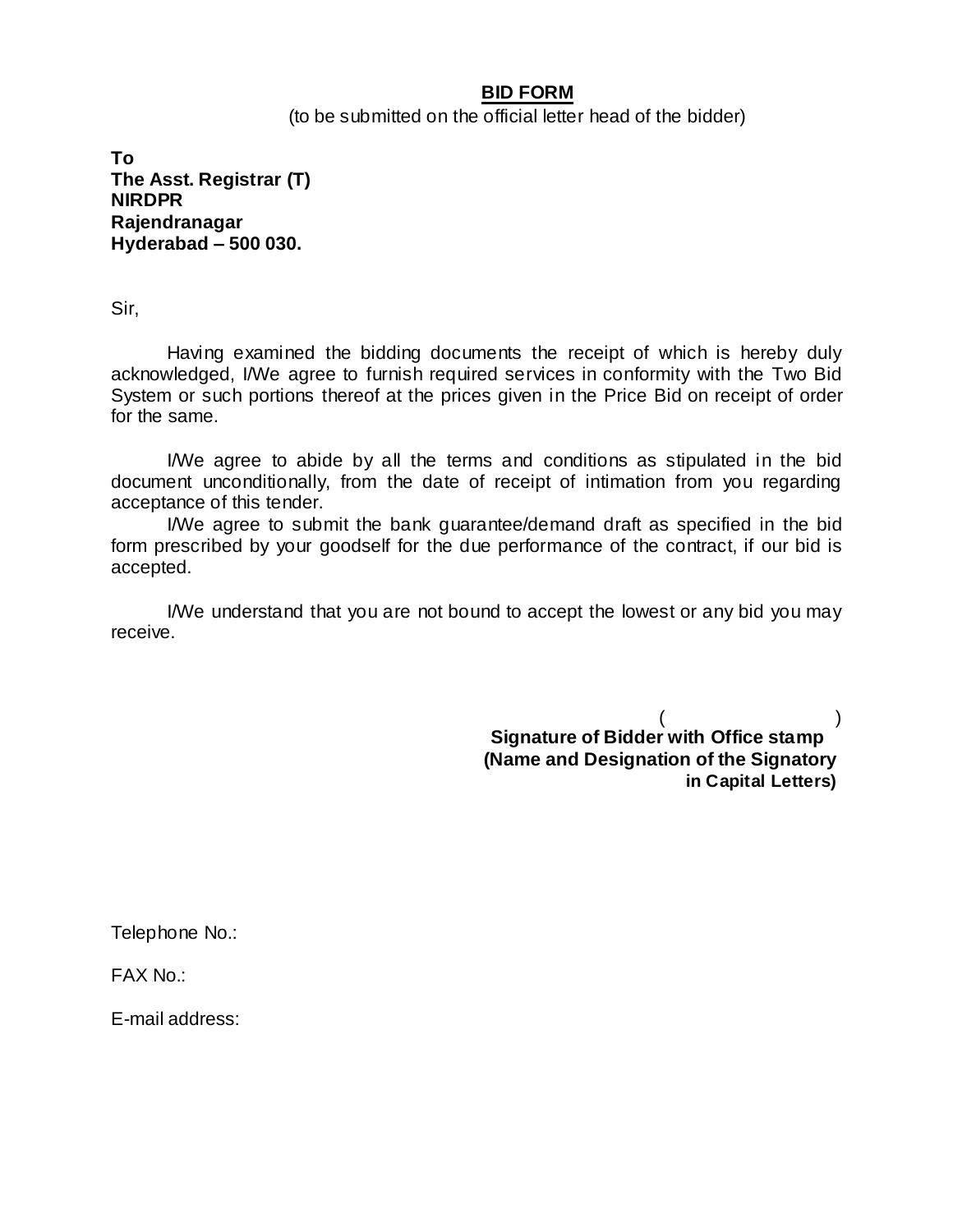**<u>BID FORM</u>**

(to be submitted on the official letter head of the bidder)

**To**
**The Asst. Registrar (T)**
**NIRDPR**
**Rajendranagar**
**Hyderabad – 500 030.**

Sir,

Having examined the bidding documents the receipt of which is hereby duly acknowledged, I/We agree to furnish required services in conformity with the Two Bid System or such portions thereof at the prices given in the Price Bid on receipt of order for the same.

I/We agree to abide by all the terms and conditions as stipulated in the bid document unconditionally, from the date of receipt of intimation from you regarding acceptance of this tender.

I/We agree to submit the bank guarantee/demand draft as specified in the bid form prescribed by your goodself for the due performance of the contract, if our bid is accepted.

I/We understand that you are not bound to accept the lowest or any bid you may receive.

( )
**Signature of Bidder with Office stamp**
**(Name and Designation of the Signatory in Capital Letters)**

Telephone No.:

FAX No.:

E-mail address: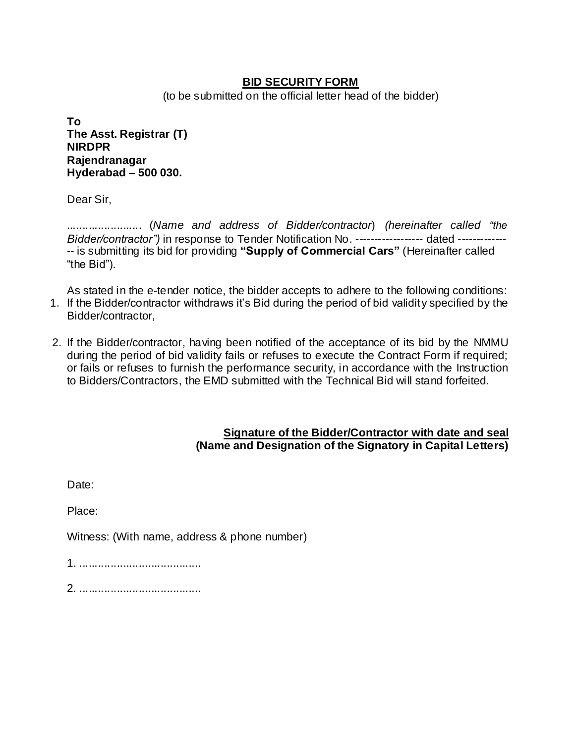## BID SECURITY FORM

(to be submitted on the official letter head of the bidder)

**To**
**The Asst. Registrar (T)**
**NIRDPR**
**Rajendranagar**
**Hyderabad – 500 030.**

Dear Sir,

........................ (*Name and address of Bidder/contractor*) *(hereinafter called "the Bidder/contractor")* in response to Tender Notification No. ------------------ dated --------------- is submitting its bid for providing **"Supply of Commercial Cars"** (Hereinafter called "the Bid").

As stated in the e-tender notice, the bidder accepts to adhere to the following conditions:

1. If the Bidder/contractor withdraws it's Bid during the period of bid validity specified by the Bidder/contractor,

2. If the Bidder/contractor, having been notified of the acceptance of its bid by the NMMU during the period of bid validity fails or refuses to execute the Contract Form if required; or fails or refuses to furnish the performance security, in accordance with the Instruction to Bidders/Contractors, the EMD submitted with the Technical Bid will stand forfeited.

**Signature of the Bidder/Contractor with date and seal**
**(Name and Designation of the Signatory in Capital Letters)**

Date:

Place:

Witness: (With name, address & phone number)

1. .......................................

2. .......................................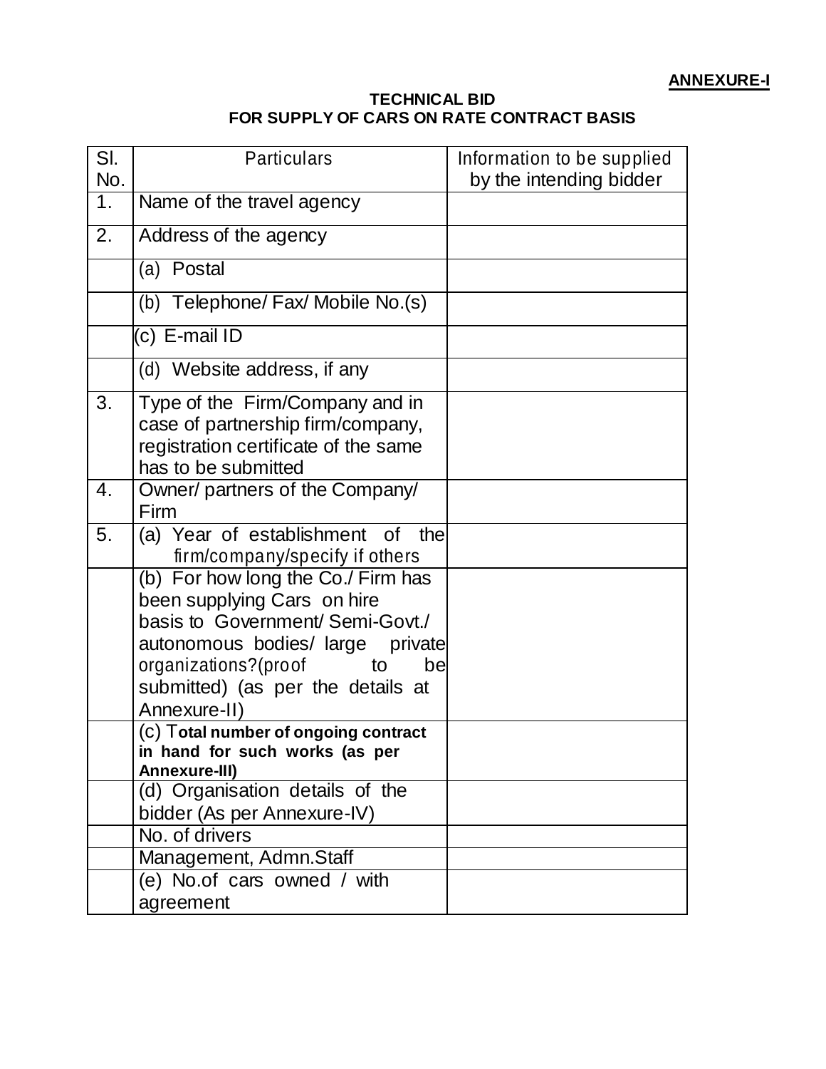**ANNEXURE-I**

**TECHNICAL BID**
**FOR SUPPLY OF CARS ON RATE CONTRACT BASIS**

| Sl. No. | Particulars | Information to be supplied by the intending bidder |
|---|---|---|
| 1. | Name of the travel agency | |
| 2. | Address of the agency | |
| | (a) Postal | |
| | (b) Telephone/ Fax/ Mobile No.(s) | |
| | (c) E-mail ID | |
| | (d) Website address, if any | |
| 3. | Type of the Firm/Company and in case of partnership firm/company, registration certificate of the same has to be submitted | |
| 4. | Owner/ partners of the Company/ Firm | |
| 5. | (a) Year of establishment of the firm/company/specify if others | |
| | (b) For how long the Co./ Firm has been supplying Cars on hire basis to Government/ Semi-Govt./ autonomous bodies/ large private organizations?(proof to be submitted) (as per the details at Annexure-II) | |
| | (c) T**otal number of ongoing contract in hand for such works (as per Annexure-III)** | |
| | (d) Organisation details of the bidder (As per Annexure-IV) | |
| | No. of drivers | |
| | Management, Admn.Staff | |
| | (e) No.of cars owned / with agreement | |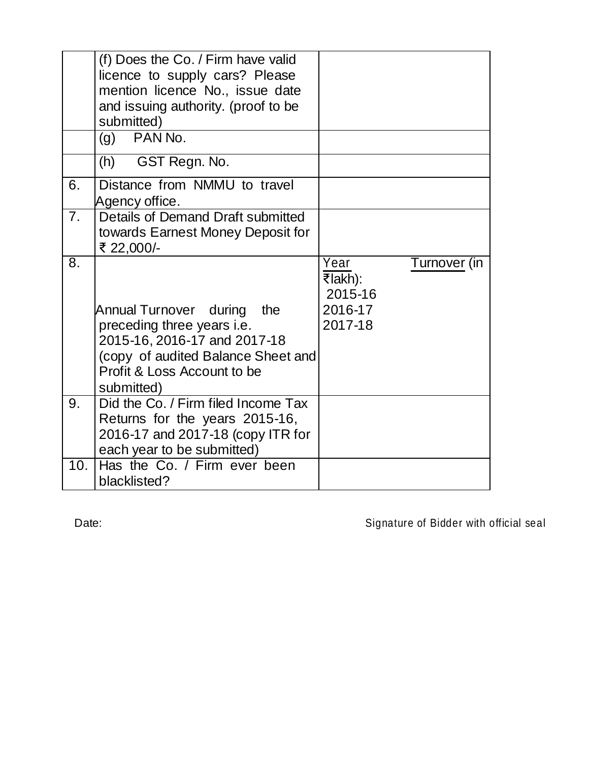| | | |
|---|---|---|
| | (f) Does the Co. / Firm have valid licence to supply cars? Please mention licence No., issue date and issuing authority. (proof to be submitted) | |
| | (g) PAN No. | |
| | (h) GST Regn. No. | |
| 6. | Distance from NMMU to travel Agency office. | |
| 7. | Details of Demand Draft submitted towards Earnest Money Deposit for ₹ 22,000/- | |
| 8. | Annual Turnover during the preceding three years i.e. 2015-16, 2016-17 and 2017-18 (copy of audited Balance Sheet and Profit & Loss Account to be submitted) | Year Turnover (in ₹lakh):<br>2015-16<br>2016-17<br>2017-18 |
| 9. | Did the Co. / Firm filed Income Tax Returns for the years 2015-16, 2016-17 and 2017-18 (copy ITR for each year to be submitted) | |
| 10. | Has the Co. / Firm ever been blacklisted? | |

Date: Signature of Bidder with official seal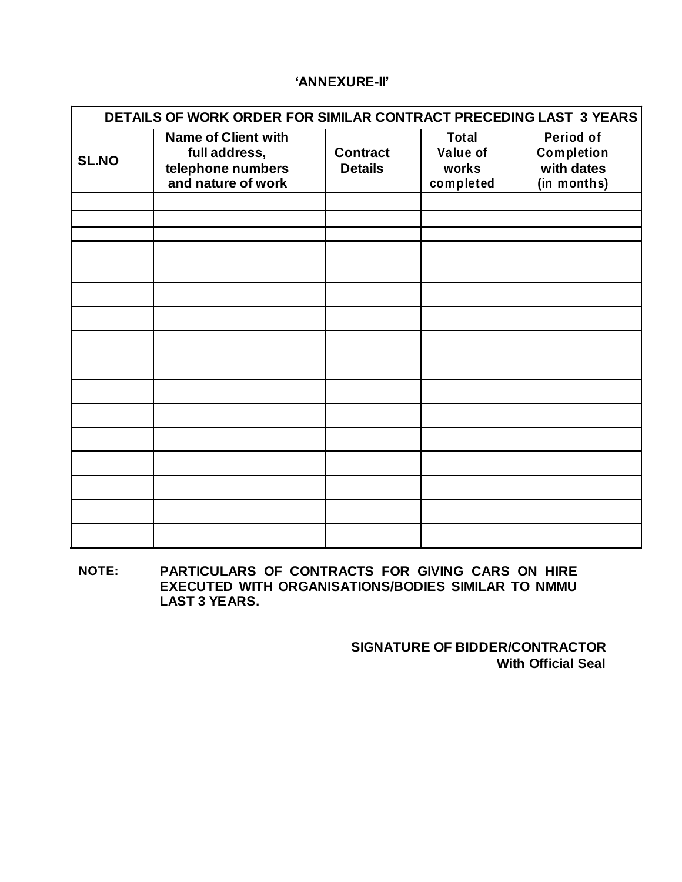**'ANNEXURE-II'**

| DETAILS OF WORK ORDER FOR SIMILAR CONTRACT PRECEDING LAST 3 YEARS | | | | |
|---|---|---|---|---|
| **SL.NO** | **Name of Client with full address, telephone numbers and nature of work** | **Contract Details** | **Total Value of works completed** | **Period of Completion with dates (in months)** |
| | | | | |
| | | | | |
| | | | | |
| | | | | |
| | | | | |
| | | | | |
| | | | | |
| | | | | |
| | | | | |
| | | | | |
| | | | | |
| | | | | |
| | | | | |
| | | | | |
| | | | | |
| | | | | |

**NOTE:** **PARTICULARS OF CONTRACTS FOR GIVING CARS ON HIRE EXECUTED WITH ORGANISATIONS/BODIES SIMILAR TO NMMU LAST 3 YEARS.**

**SIGNATURE OF BIDDER/CONTRACTOR**
**With Official Seal**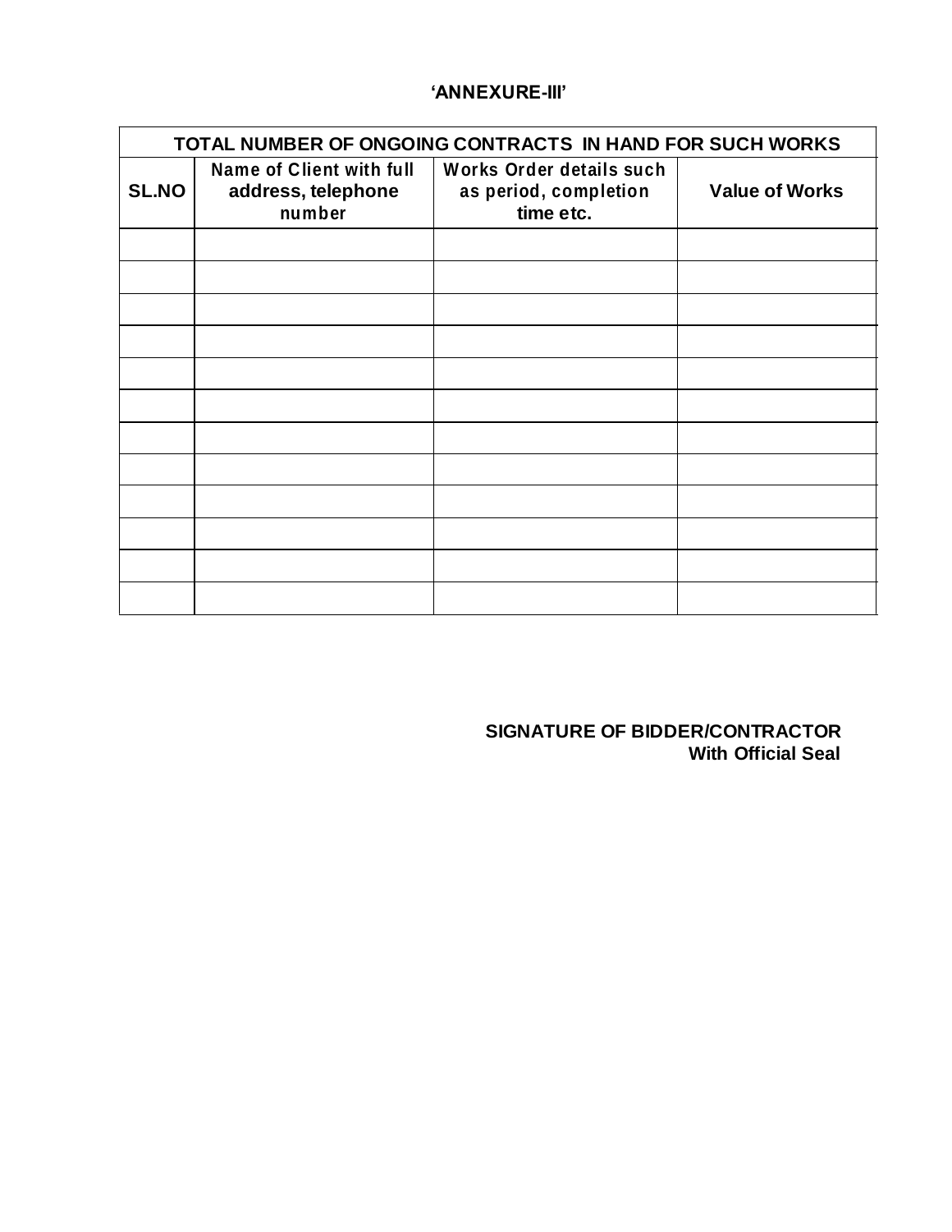**‘ANNEXURE-III’**

| TOTAL NUMBER OF ONGOING CONTRACTS IN HAND FOR SUCH WORKS | | | |
|---|---|---|---|
| **SL.NO** | **Name of Client with full address, telephone number** | **Works Order details such as period, completion time etc.** | **Value of Works** |
| | | | |
| | | | |
| | | | |
| | | | |
| | | | |
| | | | |
| | | | |
| | | | |
| | | | |
| | | | |
| | | | |
| | | | |

**SIGNATURE OF BIDDER/CONTRACTOR**
**With Official Seal**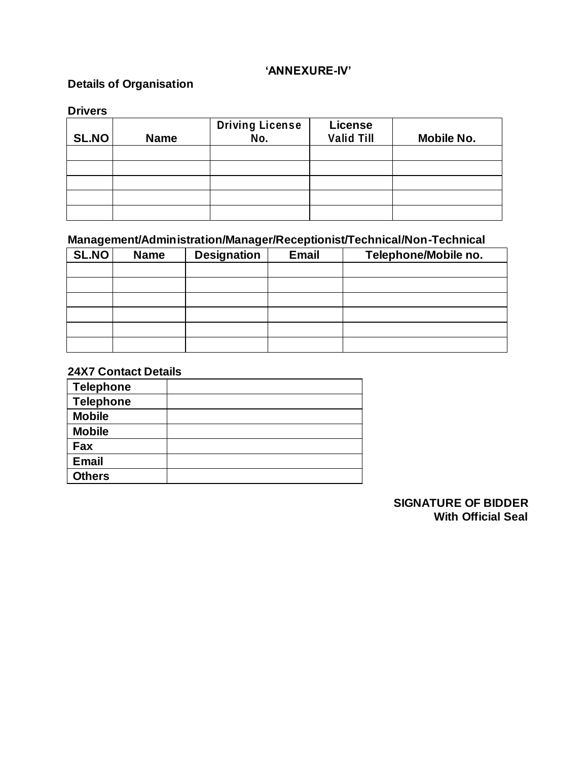**'ANNEXURE-IV'**

**Details of Organisation**

**Drivers**

| SL.NO | Name | Driving License No. | License Valid Till | Mobile No. |
|---|---|---|---|---|
| | | | | |
| | | | | |
| | | | | |
| | | | | |
| | | | | |

**Management/Administration/Manager/Receptionist/Technical/Non-Technical**

| SL.NO | Name | Designation | Email | Telephone/Mobile no. |
|---|---|---|---|---|
| | | | | |
| | | | | |
| | | | | |
| | | | | |
| | | | | |
| | | | | |

**24X7 Contact Details**

| | |
|---|---|
| **Telephone** | |
| **Telephone** | |
| **Mobile** | |
| **Mobile** | |
| **Fax** | |
| **Email** | |
| **Others** | |

**SIGNATURE OF BIDDER**
**With Official Seal**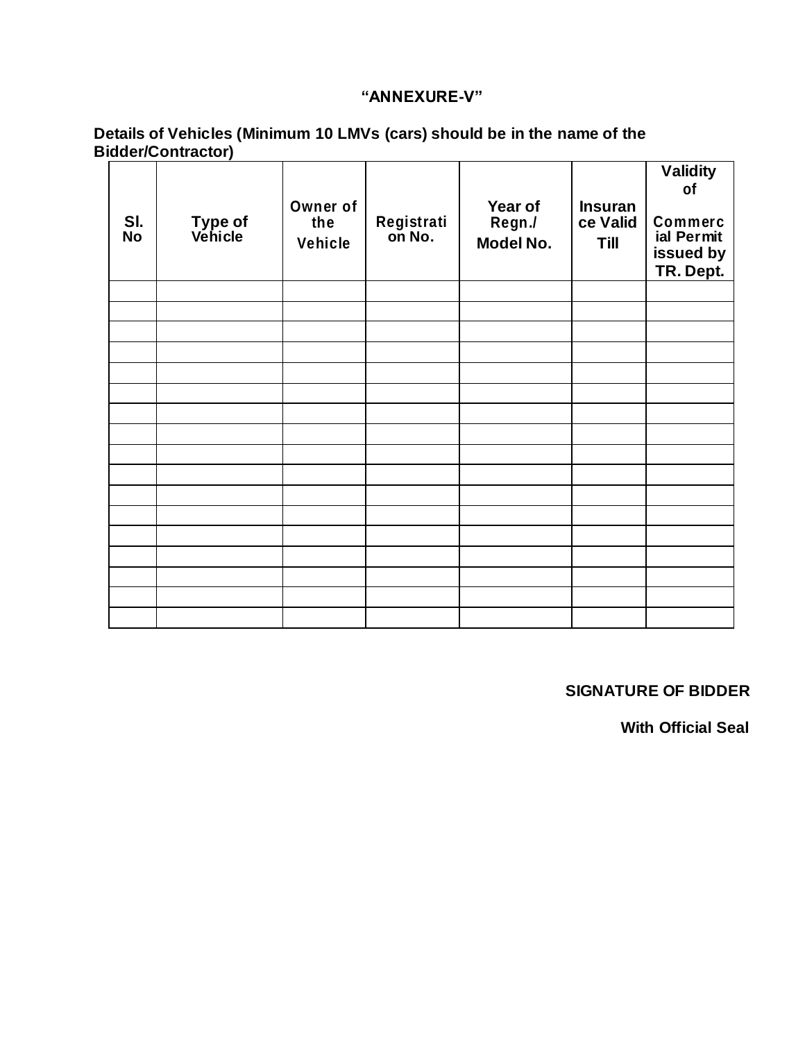**"ANNEXURE-V"**

**Details of Vehicles (Minimum 10 LMVs (cars) should be in the name of the Bidder/Contractor)**

| Sl. No | Type of Vehicle | Owner of the Vehicle | Registration No. | Year of Regn./ Model No. | Insurance Valid Till | Validity of Commercial Permit issued by TR. Dept. |
|---|---|---|---|---|---|---|
| | | | | | | |
| | | | | | | |
| | | | | | | |
| | | | | | | |
| | | | | | | |
| | | | | | | |
| | | | | | | |
| | | | | | | |
| | | | | | | |
| | | | | | | |
| | | | | | | |
| | | | | | | |
| | | | | | | |
| | | | | | | |
| | | | | | | |
| | | | | | | |
| | | | | | | |

**SIGNATURE OF BIDDER**

**With Official Seal**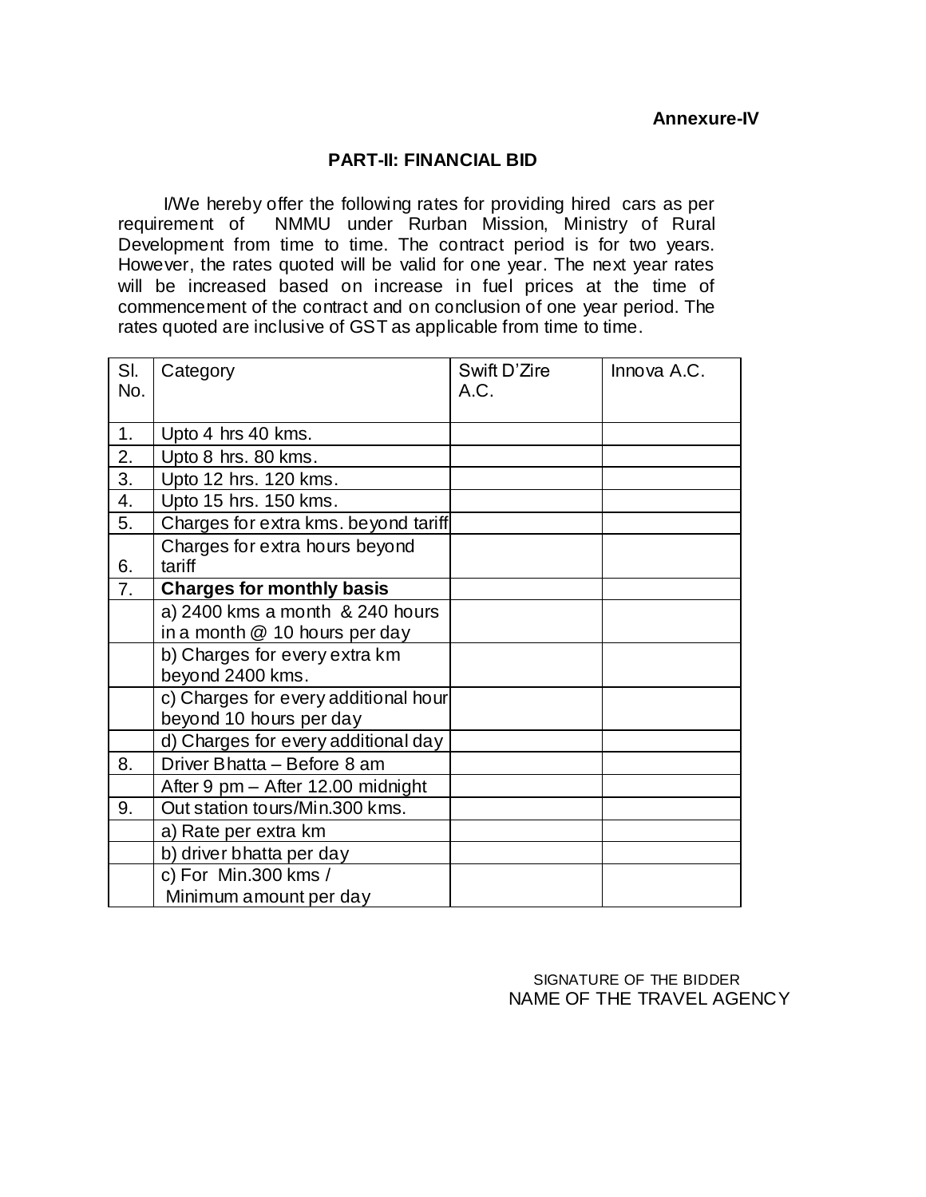**Annexure-IV**

## PART-II: FINANCIAL BID

I/We hereby offer the following rates for providing hired cars as per requirement of NMMU under Rurban Mission, Ministry of Rural Development from time to time. The contract period is for two years. However, the rates quoted will be valid for one year. The next year rates will be increased based on increase in fuel prices at the time of commencement of the contract and on conclusion of one year period. The rates quoted are inclusive of GST as applicable from time to time.

| Sl. No. | Category | Swift D'Zire A.C. | Innova A.C. |
|---|---|---|---|
| 1. | Upto 4 hrs 40 kms. | | |
| 2. | Upto 8 hrs. 80 kms. | | |
| 3. | Upto 12 hrs. 120 kms. | | |
| 4. | Upto 15 hrs. 150 kms. | | |
| 5. | Charges for extra kms. beyond tariff | | |
| 6. | Charges for extra hours beyond tariff | | |
| 7. | **Charges for monthly basis** | | |
| | a) 2400 kms a month & 240 hours in a month @ 10 hours per day | | |
| | b) Charges for every extra km beyond 2400 kms. | | |
| | c) Charges for every additional hour beyond 10 hours per day | | |
| | d) Charges for every additional day | | |
| 8. | Driver Bhatta – Before 8 am | | |
| | After 9 pm – After 12.00 midnight | | |
| 9. | Out station tours/Min.300 kms. | | |
| | a) Rate per extra km | | |
| | b) driver bhatta per day | | |
| | c) For Min.300 kms / Minimum amount per day | | |

SIGNATURE OF THE BIDDER
NAME OF THE TRAVEL AGENCY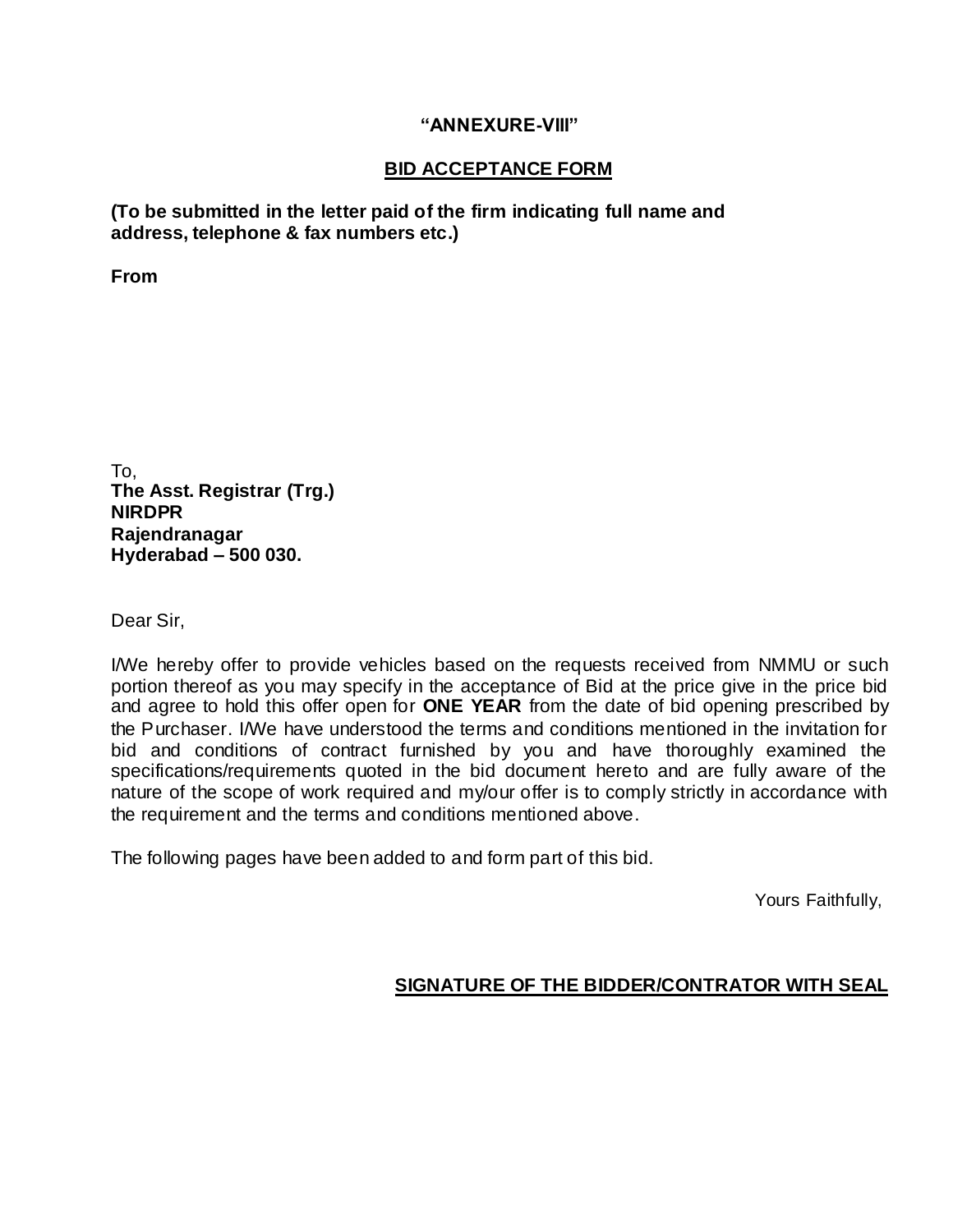**“ANNEXURE-VIII”**

**BID ACCEPTANCE FORM**

**(To be submitted in the letter paid of the firm indicating full name and address, telephone & fax numbers etc.)**

**From**

To,
**The Asst. Registrar (Trg.)**
**NIRDPR**
**Rajendranagar**
**Hyderabad – 500 030.**

Dear Sir,

I/We hereby offer to provide vehicles based on the requests received from NMMU or such portion thereof as you may specify in the acceptance of Bid at the price give in the price bid and agree to hold this offer open for **ONE YEAR** from the date of bid opening prescribed by the Purchaser. I/We have understood the terms and conditions mentioned in the invitation for bid and conditions of contract furnished by you and have thoroughly examined the specifications/requirements quoted in the bid document hereto and are fully aware of the nature of the scope of work required and my/our offer is to comply strictly in accordance with the requirement and the terms and conditions mentioned above.

The following pages have been added to and form part of this bid.

Yours Faithfully,

**SIGNATURE OF THE BIDDER/CONTRATOR WITH SEAL**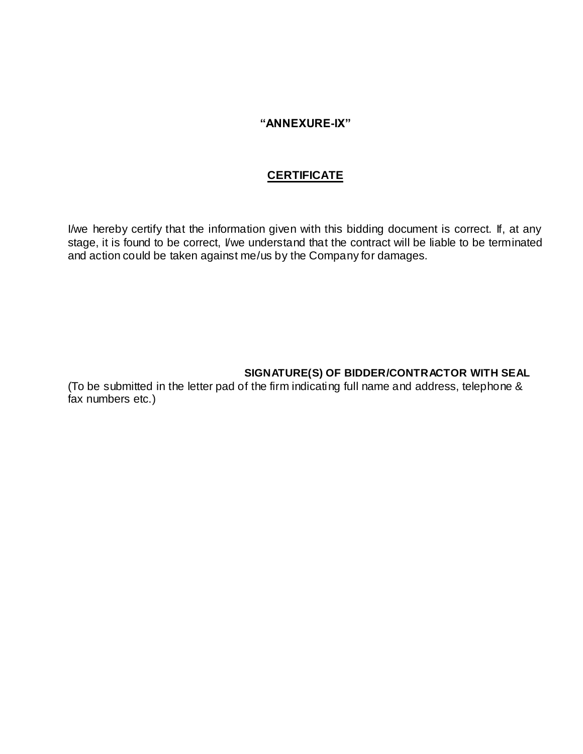**“ANNEXURE-IX”**

## CERTIFICATE

I/we hereby certify that the information given with this bidding document is correct. If, at any stage, it is found to be correct, I/we understand that the contract will be liable to be terminated and action could be taken against me/us by the Company for damages.

**SIGNATURE(S) OF BIDDER/CONTRACTOR WITH SEAL**

(To be submitted in the letter pad of the firm indicating full name and address, telephone & fax numbers etc.)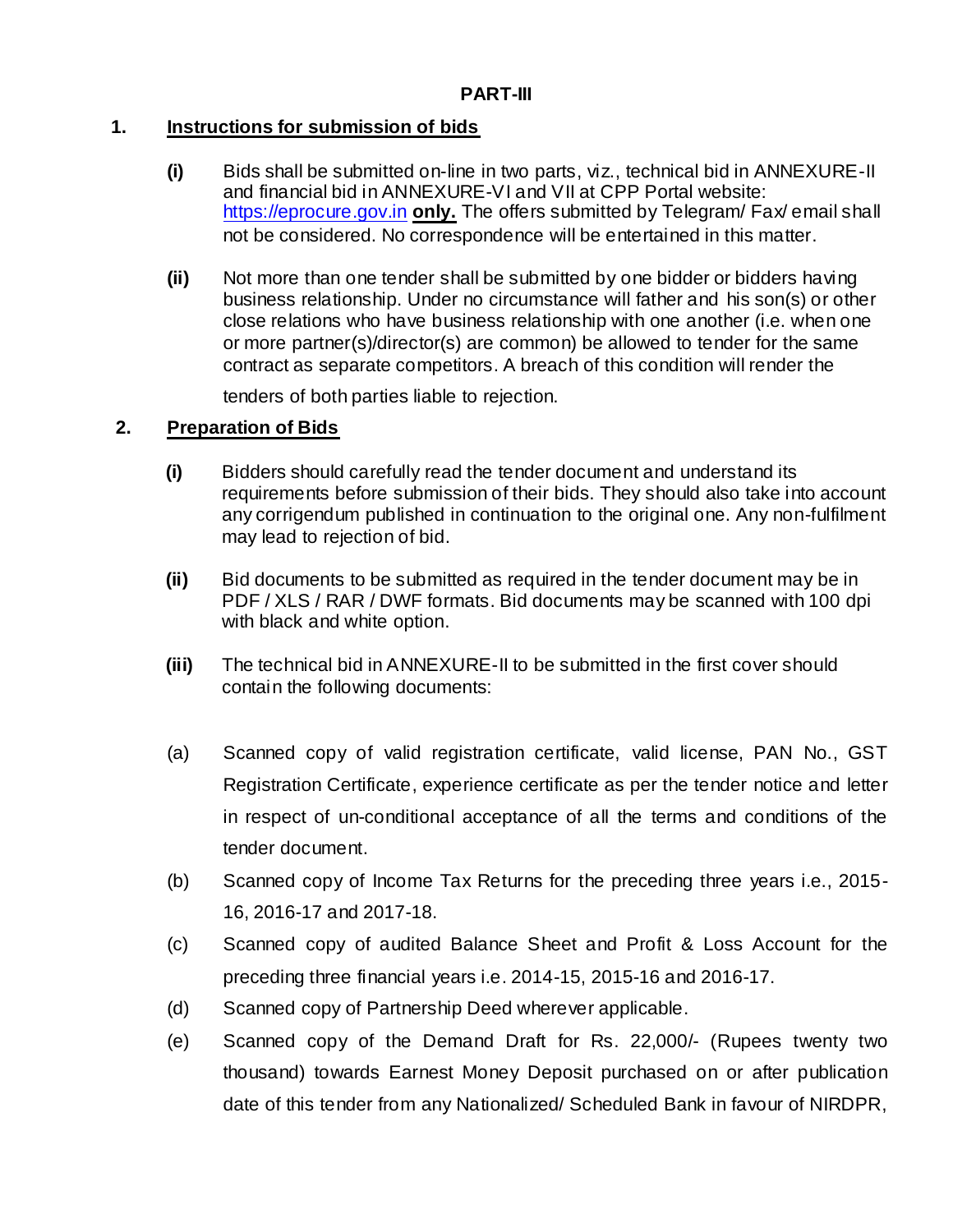**PART-III**

**1. Instructions for submission of bids**

**(i)** Bids shall be submitted on-line in two parts, viz., technical bid in ANNEXURE-II and financial bid in ANNEXURE-VI and VII at CPP Portal website: https://eprocure.gov.in **only.** The offers submitted by Telegram/ Fax/ email shall not be considered. No correspondence will be entertained in this matter.

**(ii)** Not more than one tender shall be submitted by one bidder or bidders having business relationship. Under no circumstance will father and his son(s) or other close relations who have business relationship with one another (i.e. when one or more partner(s)/director(s) are common) be allowed to tender for the same contract as separate competitors. A breach of this condition will render the tenders of both parties liable to rejection.

**2. Preparation of Bids**

**(i)** Bidders should carefully read the tender document and understand its requirements before submission of their bids. They should also take into account any corrigendum published in continuation to the original one. Any non-fulfilment may lead to rejection of bid.

**(ii)** Bid documents to be submitted as required in the tender document may be in PDF / XLS / RAR / DWF formats. Bid documents may be scanned with 100 dpi with black and white option.

**(iii)** The technical bid in ANNEXURE-II to be submitted in the first cover should contain the following documents:

(a) Scanned copy of valid registration certificate, valid license, PAN No., GST Registration Certificate, experience certificate as per the tender notice and letter in respect of un-conditional acceptance of all the terms and conditions of the tender document.

(b) Scanned copy of Income Tax Returns for the preceding three years i.e., 2015-16, 2016-17 and 2017-18.

(c) Scanned copy of audited Balance Sheet and Profit & Loss Account for the preceding three financial years i.e. 2014-15, 2015-16 and 2016-17.

(d) Scanned copy of Partnership Deed wherever applicable.

(e) Scanned copy of the Demand Draft for Rs. 22,000/- (Rupees twenty two thousand) towards Earnest Money Deposit purchased on or after publication date of this tender from any Nationalized/ Scheduled Bank in favour of NIRDPR,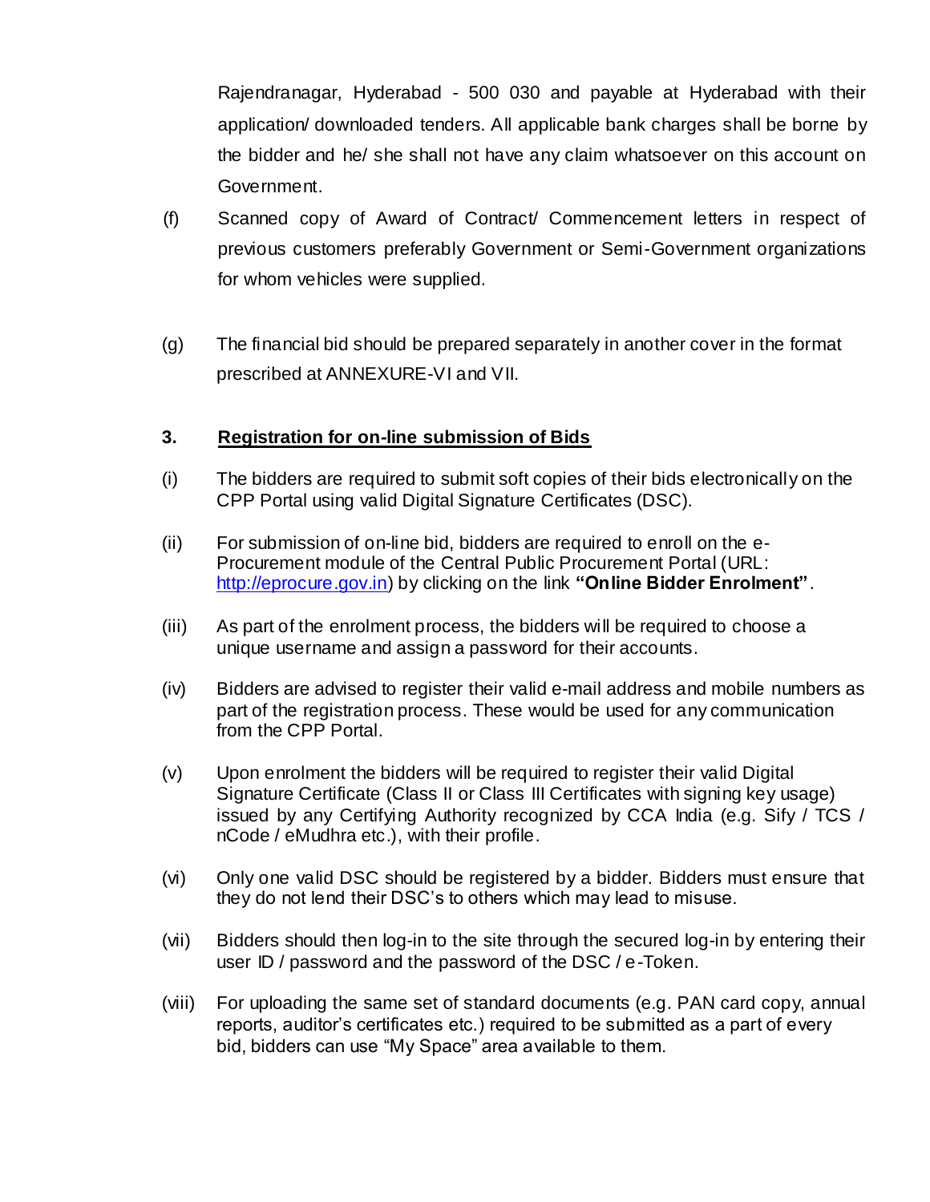Rajendranagar, Hyderabad - 500 030 and payable at Hyderabad with their application/ downloaded tenders. All applicable bank charges shall be borne by the bidder and he/ she shall not have any claim whatsoever on this account on Government.

(f) Scanned copy of Award of Contract/ Commencement letters in respect of previous customers preferably Government or Semi-Government organizations for whom vehicles were supplied.

(g) The financial bid should be prepared separately in another cover in the format prescribed at ANNEXURE-VI and VII.

**3. <u>Registration for on-line submission of Bids</u>**

(i) The bidders are required to submit soft copies of their bids electronically on the CPP Portal using valid Digital Signature Certificates (DSC).

(ii) For submission of on-line bid, bidders are required to enroll on the e-Procurement module of the Central Public Procurement Portal (URL: [http://eprocure.gov.in](http://eprocure.gov.in)) by clicking on the link **"Online Bidder Enrolment"**.

(iii) As part of the enrolment process, the bidders will be required to choose a unique username and assign a password for their accounts.

(iv) Bidders are advised to register their valid e-mail address and mobile numbers as part of the registration process. These would be used for any communication from the CPP Portal.

(v) Upon enrolment the bidders will be required to register their valid Digital Signature Certificate (Class II or Class III Certificates with signing key usage) issued by any Certifying Authority recognized by CCA India (e.g. Sify / TCS / nCode / eMudhra etc.), with their profile.

(vi) Only one valid DSC should be registered by a bidder. Bidders must ensure that they do not lend their DSC's to others which may lead to misuse.

(vii) Bidders should then log-in to the site through the secured log-in by entering their user ID / password and the password of the DSC / e-Token.

(viii) For uploading the same set of standard documents (e.g. PAN card copy, annual reports, auditor's certificates etc.) required to be submitted as a part of every bid, bidders can use "My Space" area available to them.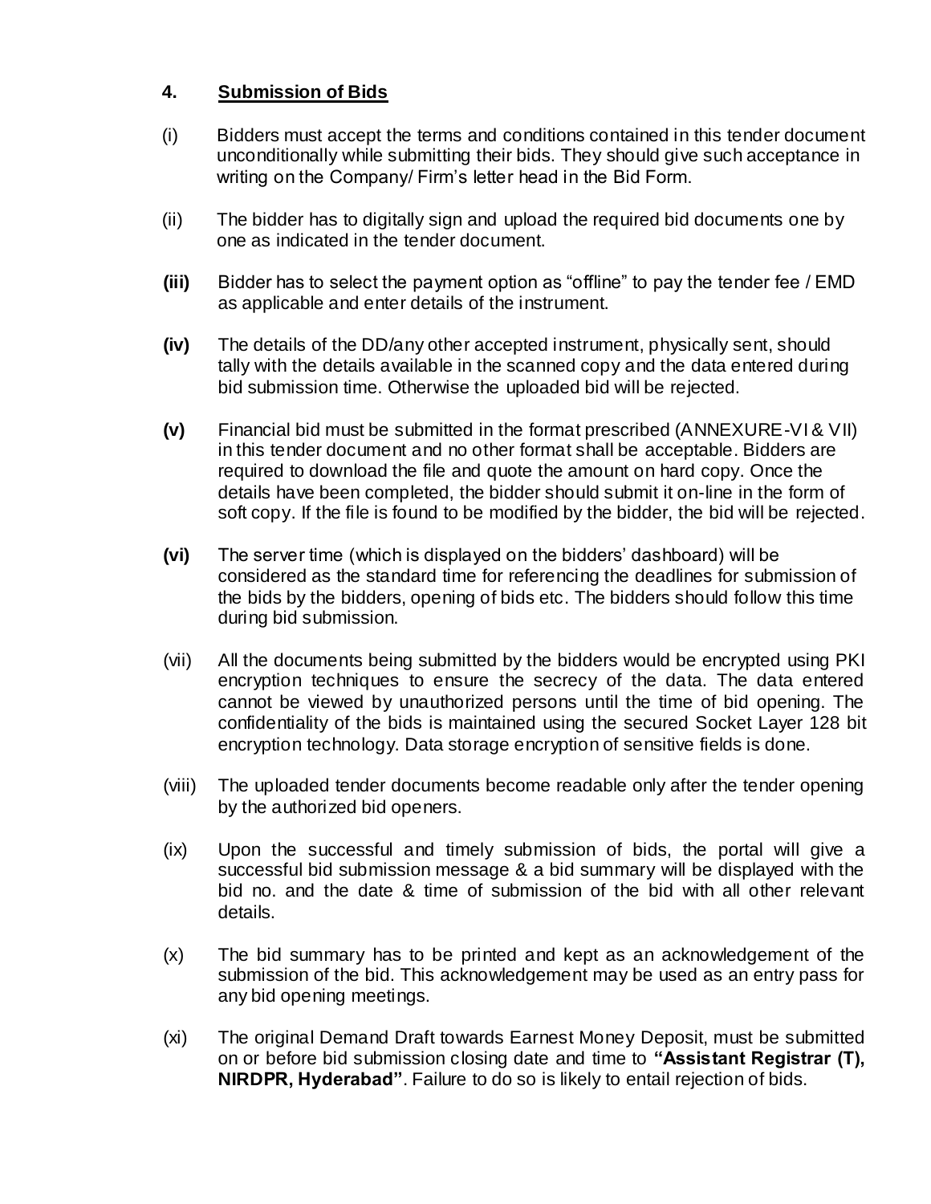## 4. Submission of Bids

(i) Bidders must accept the terms and conditions contained in this tender document unconditionally while submitting their bids. They should give such acceptance in writing on the Company/ Firm's letter head in the Bid Form.

(ii) The bidder has to digitally sign and upload the required bid documents one by one as indicated in the tender document.

**(iii)** Bidder has to select the payment option as "offline" to pay the tender fee / EMD as applicable and enter details of the instrument.

**(iv)** The details of the DD/any other accepted instrument, physically sent, should tally with the details available in the scanned copy and the data entered during bid submission time. Otherwise the uploaded bid will be rejected.

**(v)** Financial bid must be submitted in the format prescribed (ANNEXURE-VI & VII) in this tender document and no other format shall be acceptable. Bidders are required to download the file and quote the amount on hard copy. Once the details have been completed, the bidder should submit it on-line in the form of soft copy. If the file is found to be modified by the bidder, the bid will be rejected.

**(vi)** The server time (which is displayed on the bidders' dashboard) will be considered as the standard time for referencing the deadlines for submission of the bids by the bidders, opening of bids etc. The bidders should follow this time during bid submission.

(vii) All the documents being submitted by the bidders would be encrypted using PKI encryption techniques to ensure the secrecy of the data. The data entered cannot be viewed by unauthorized persons until the time of bid opening. The confidentiality of the bids is maintained using the secured Socket Layer 128 bit encryption technology. Data storage encryption of sensitive fields is done.

(viii) The uploaded tender documents become readable only after the tender opening by the authorized bid openers.

(ix) Upon the successful and timely submission of bids, the portal will give a successful bid submission message & a bid summary will be displayed with the bid no. and the date & time of submission of the bid with all other relevant details.

(x) The bid summary has to be printed and kept as an acknowledgement of the submission of the bid. This acknowledgement may be used as an entry pass for any bid opening meetings.

(xi) The original Demand Draft towards Earnest Money Deposit, must be submitted on or before bid submission closing date and time to **"Assistant Registrar (T), NIRDPR, Hyderabad"**. Failure to do so is likely to entail rejection of bids.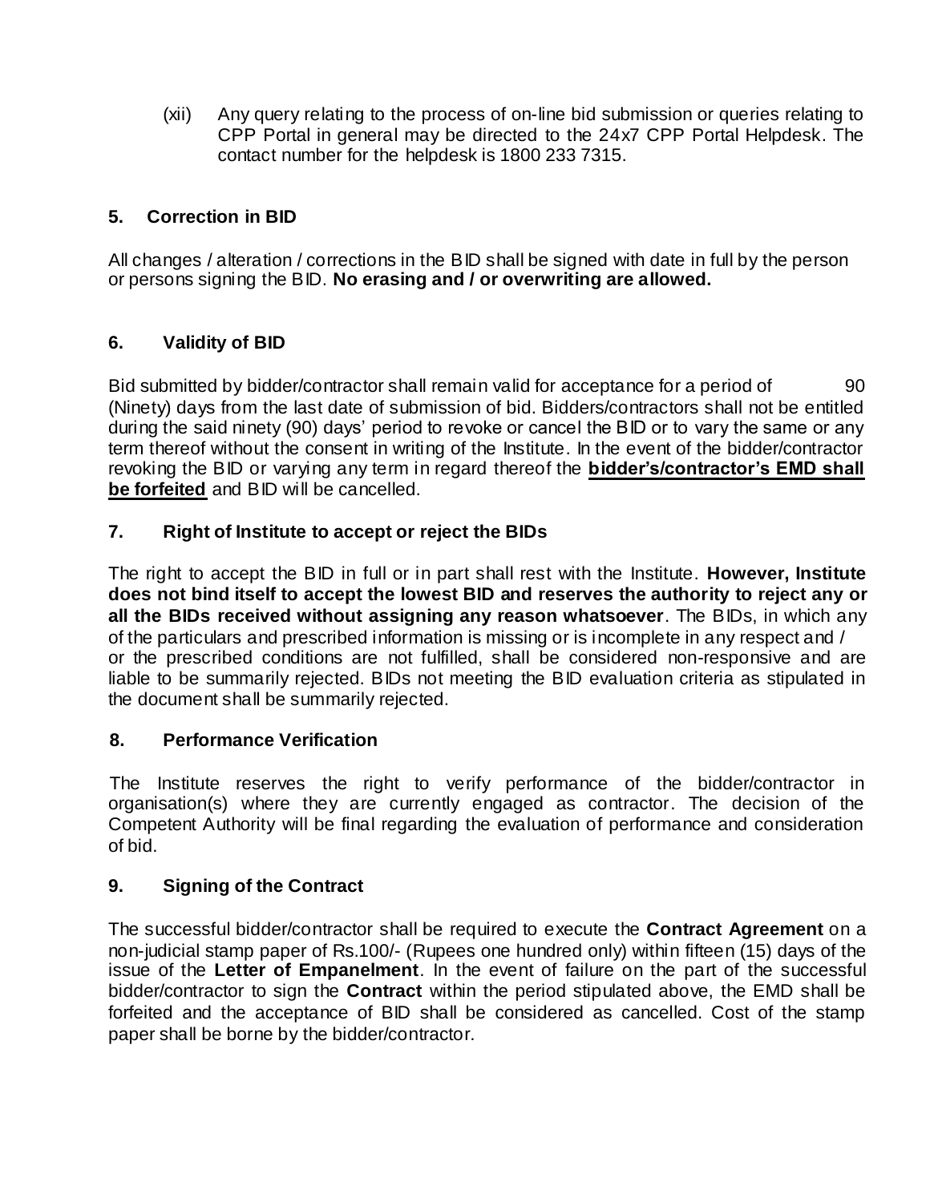(xii) Any query relating to the process of on-line bid submission or queries relating to CPP Portal in general may be directed to the 24x7 CPP Portal Helpdesk. The contact number for the helpdesk is 1800 233 7315.

## 5. Correction in BID

All changes / alteration / corrections in the BID shall be signed with date in full by the person or persons signing the BID. **No erasing and / or overwriting are allowed.**

## 6. Validity of BID

Bid submitted by bidder/contractor shall remain valid for acceptance for a period of 90 (Ninety) days from the last date of submission of bid. Bidders/contractors shall not be entitled during the said ninety (90) days' period to revoke or cancel the BID or to vary the same or any term thereof without the consent in writing of the Institute. In the event of the bidder/contractor revoking the BID or varying any term in regard thereof the **bidder's/contractor's EMD shall be forfeited** and BID will be cancelled.

## 7. Right of Institute to accept or reject the BIDs

The right to accept the BID in full or in part shall rest with the Institute. **However, Institute does not bind itself to accept the lowest BID and reserves the authority to reject any or all the BIDs received without assigning any reason whatsoever**. The BIDs, in which any of the particulars and prescribed information is missing or is incomplete in any respect and / or the prescribed conditions are not fulfilled, shall be considered non-responsive and are liable to be summarily rejected. BIDs not meeting the BID evaluation criteria as stipulated in the document shall be summarily rejected.

## 8. Performance Verification

The Institute reserves the right to verify performance of the bidder/contractor in organisation(s) where they are currently engaged as contractor. The decision of the Competent Authority will be final regarding the evaluation of performance and consideration of bid.

## 9. Signing of the Contract

The successful bidder/contractor shall be required to execute the **Contract Agreement** on a non-judicial stamp paper of Rs.100/- (Rupees one hundred only) within fifteen (15) days of the issue of the **Letter of Empanelment**. In the event of failure on the part of the successful bidder/contractor to sign the **Contract** within the period stipulated above, the EMD shall be forfeited and the acceptance of BID shall be considered as cancelled. Cost of the stamp paper shall be borne by the bidder/contractor.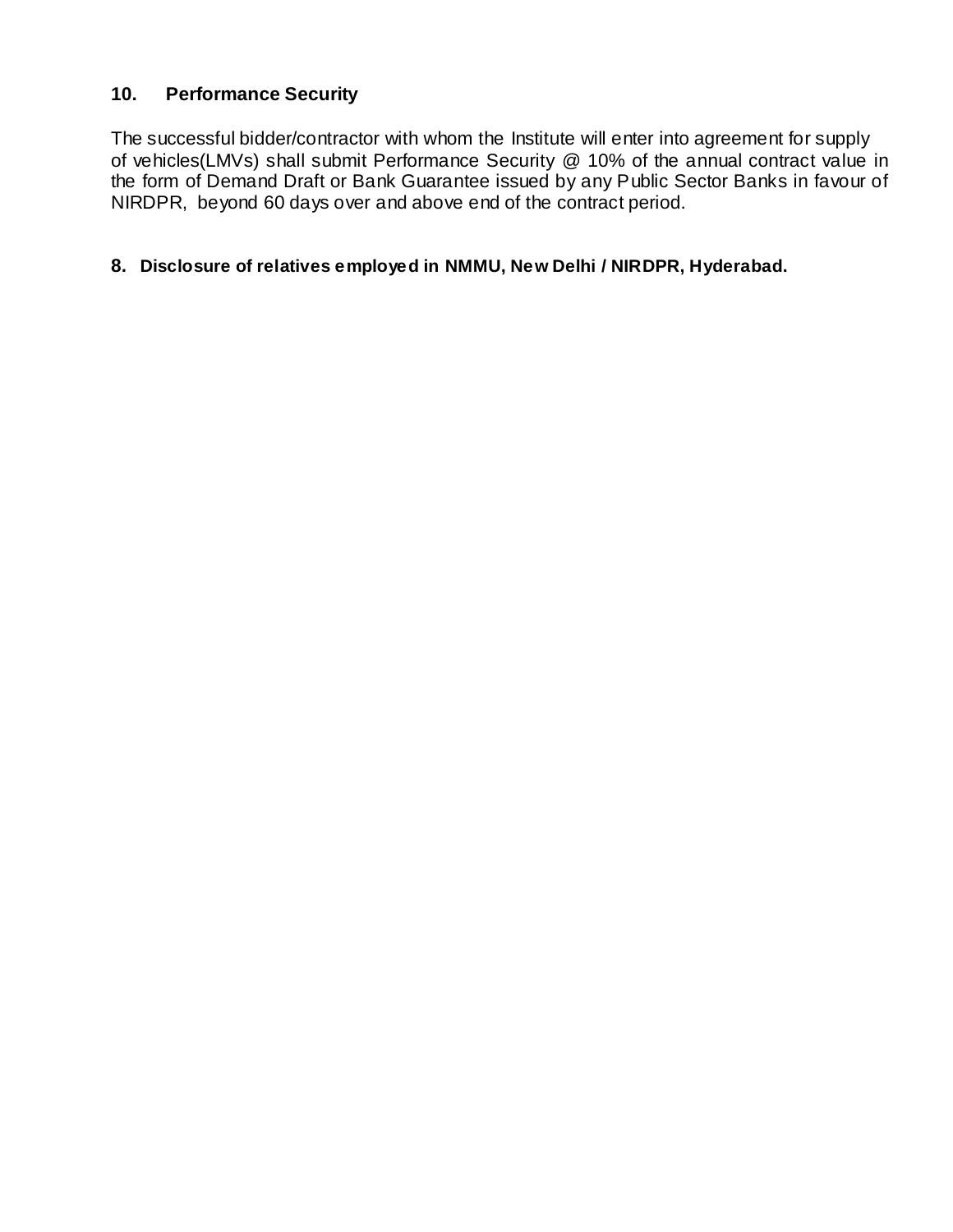## 10. Performance Security

The successful bidder/contractor with whom the Institute will enter into agreement for supply of vehicles(LMVs) shall submit Performance Security @ 10% of the annual contract value in the form of Demand Draft or Bank Guarantee issued by any Public Sector Banks in favour of NIRDPR, beyond 60 days over and above end of the contract period.

## 8. Disclosure of relatives employed in NMMU, New Delhi / NIRDPR, Hyderabad.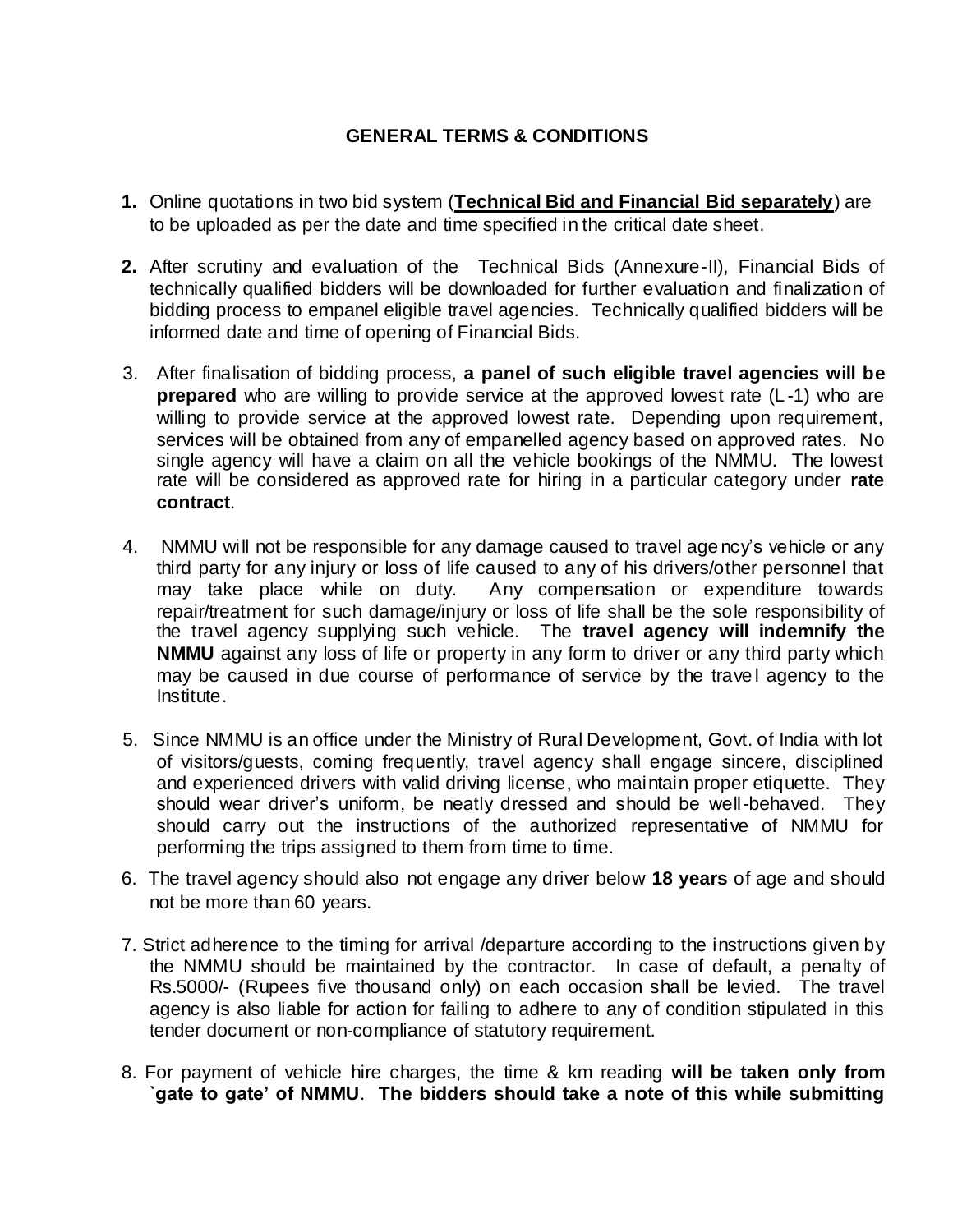## GENERAL TERMS & CONDITIONS

1. Online quotations in two bid system (**<u>Technical Bid and Financial Bid separately</u>**) are to be uploaded as per the date and time specified in the critical date sheet.

2. After scrutiny and evaluation of the Technical Bids (Annexure-II), Financial Bids of technically qualified bidders will be downloaded for further evaluation and finalization of bidding process to empanel eligible travel agencies. Technically qualified bidders will be informed date and time of opening of Financial Bids.

3. After finalisation of bidding process, **a panel of such eligible travel agencies will be prepared** who are willing to provide service at the approved lowest rate (L-1) who are willing to provide service at the approved lowest rate. Depending upon requirement, services will be obtained from any of empanelled agency based on approved rates. No single agency will have a claim on all the vehicle bookings of the NMMU. The lowest rate will be considered as approved rate for hiring in a particular category under **rate contract**.

4. NMMU will not be responsible for any damage caused to travel agency's vehicle or any third party for any injury or loss of life caused to any of his drivers/other personnel that may take place while on duty. Any compensation or expenditure towards repair/treatment for such damage/injury or loss of life shall be the sole responsibility of the travel agency supplying such vehicle. The **travel agency will indemnify the NMMU** against any loss of life or property in any form to driver or any third party which may be caused in due course of performance of service by the travel agency to the Institute.

5. Since NMMU is an office under the Ministry of Rural Development, Govt. of India with lot of visitors/guests, coming frequently, travel agency shall engage sincere, disciplined and experienced drivers with valid driving license, who maintain proper etiquette. They should wear driver's uniform, be neatly dressed and should be well-behaved. They should carry out the instructions of the authorized representative of NMMU for performing the trips assigned to them from time to time.

6. The travel agency should also not engage any driver below **18 years** of age and should not be more than 60 years.

7. Strict adherence to the timing for arrival /departure according to the instructions given by the NMMU should be maintained by the contractor. In case of default, a penalty of Rs.5000/- (Rupees five thousand only) on each occasion shall be levied. The travel agency is also liable for action for failing to adhere to any of condition stipulated in this tender document or non-compliance of statutory requirement.

8. For payment of vehicle hire charges, the time & km reading **will be taken only from `gate to gate' of NMMU**. **The bidders should take a note of this while submitting**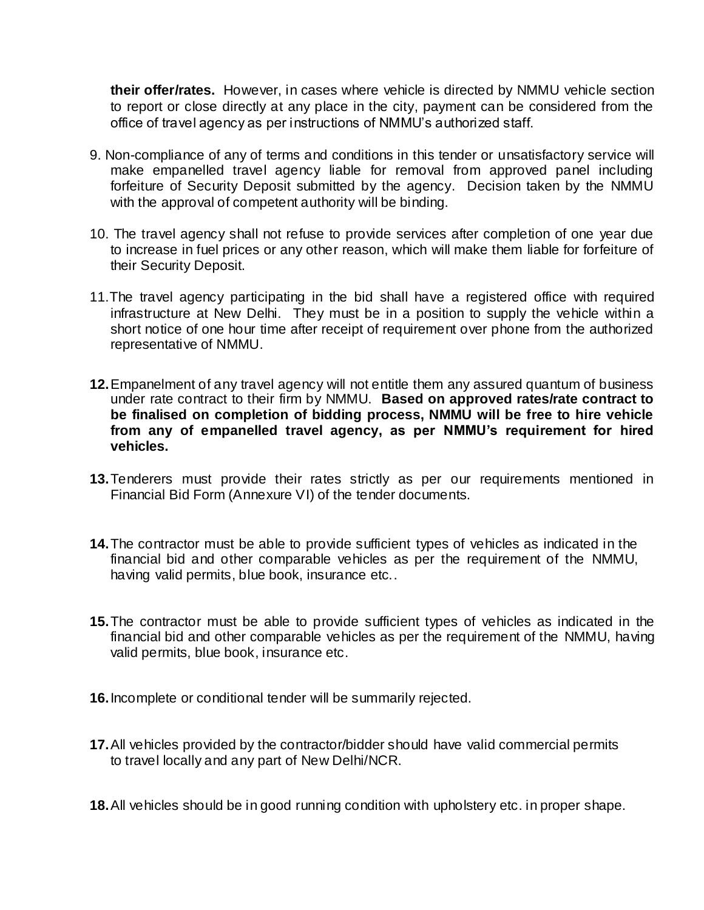**their offer/rates.** However, in cases where vehicle is directed by NMMU vehicle section to report or close directly at any place in the city, payment can be considered from the office of travel agency as per instructions of NMMU's authorized staff.

9. Non-compliance of any of terms and conditions in this tender or unsatisfactory service will make empanelled travel agency liable for removal from approved panel including forfeiture of Security Deposit submitted by the agency. Decision taken by the NMMU with the approval of competent authority will be binding.

10. The travel agency shall not refuse to provide services after completion of one year due to increase in fuel prices or any other reason, which will make them liable for forfeiture of their Security Deposit.

11. The travel agency participating in the bid shall have a registered office with required infrastructure at New Delhi. They must be in a position to supply the vehicle within a short notice of one hour time after receipt of requirement over phone from the authorized representative of NMMU.

**12.** Empanelment of any travel agency will not entitle them any assured quantum of business under rate contract to their firm by NMMU. **Based on approved rates/rate contract to be finalised on completion of bidding process, NMMU will be free to hire vehicle from any of empanelled travel agency, as per NMMU's requirement for hired vehicles.**

**13.** Tenderers must provide their rates strictly as per our requirements mentioned in Financial Bid Form (Annexure VI) of the tender documents.

**14.** The contractor must be able to provide sufficient types of vehicles as indicated in the financial bid and other comparable vehicles as per the requirement of the NMMU, having valid permits, blue book, insurance etc..

**15.** The contractor must be able to provide sufficient types of vehicles as indicated in the financial bid and other comparable vehicles as per the requirement of the NMMU, having valid permits, blue book, insurance etc.

**16.** Incomplete or conditional tender will be summarily rejected.

**17.** All vehicles provided by the contractor/bidder should have valid commercial permits to travel locally and any part of New Delhi/NCR.

**18.** All vehicles should be in good running condition with upholstery etc. in proper shape.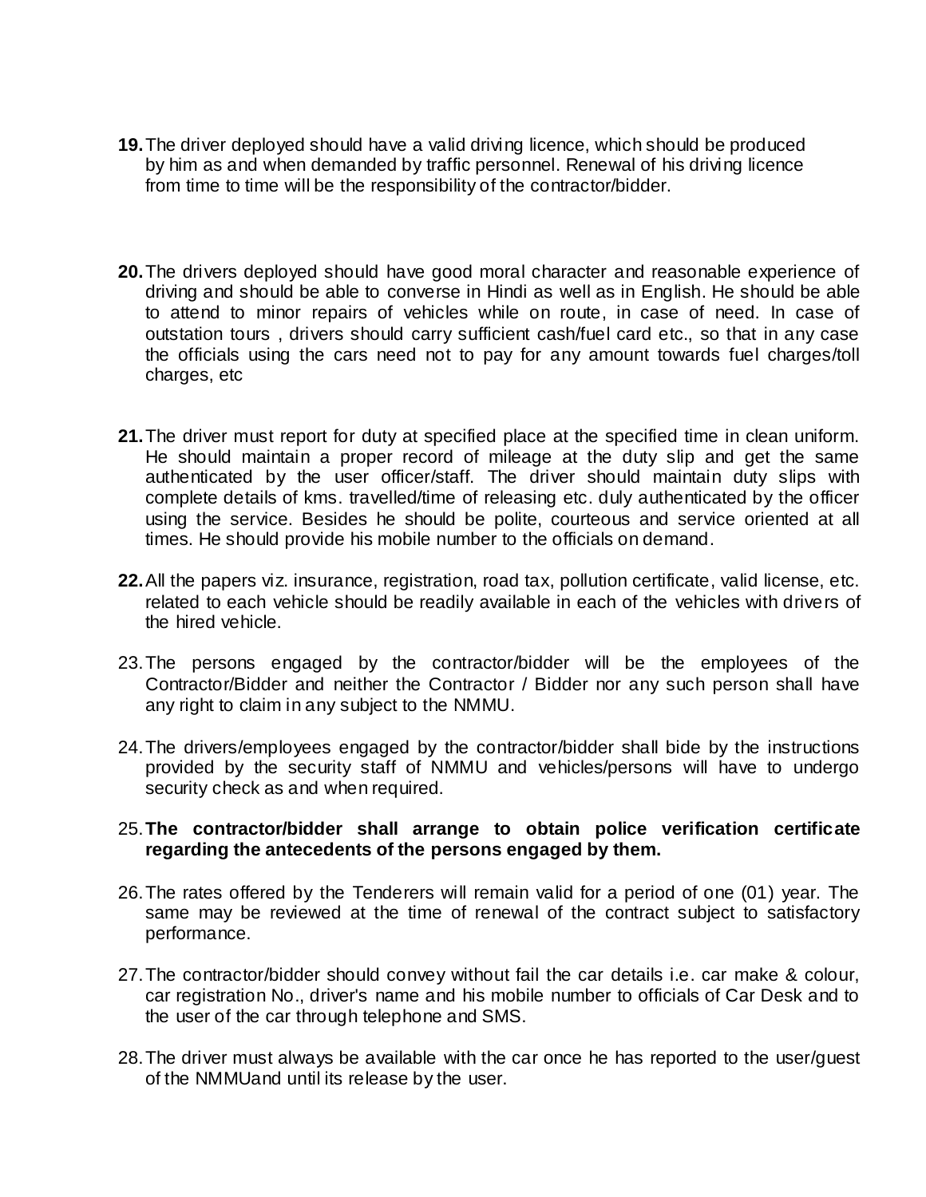**19.** The driver deployed should have a valid driving licence, which should be produced by him as and when demanded by traffic personnel. Renewal of his driving licence from time to time will be the responsibility of the contractor/bidder.

**20.** The drivers deployed should have good moral character and reasonable experience of driving and should be able to converse in Hindi as well as in English. He should be able to attend to minor repairs of vehicles while on route, in case of need. In case of outstation tours , drivers should carry sufficient cash/fuel card etc., so that in any case the officials using the cars need not to pay for any amount towards fuel charges/toll charges, etc

**21.** The driver must report for duty at specified place at the specified time in clean uniform. He should maintain a proper record of mileage at the duty slip and get the same authenticated by the user officer/staff. The driver should maintain duty slips with complete details of kms. travelled/time of releasing etc. duly authenticated by the officer using the service. Besides he should be polite, courteous and service oriented at all times. He should provide his mobile number to the officials on demand.

**22.** All the papers viz. insurance, registration, road tax, pollution certificate, valid license, etc. related to each vehicle should be readily available in each of the vehicles with drivers of the hired vehicle.

23. The persons engaged by the contractor/bidder will be the employees of the Contractor/Bidder and neither the Contractor / Bidder nor any such person shall have any right to claim in any subject to the NMMU.

24. The drivers/employees engaged by the contractor/bidder shall bide by the instructions provided by the security staff of NMMU and vehicles/persons will have to undergo security check as and when required.

25. **The contractor/bidder shall arrange to obtain police verification certificate regarding the antecedents of the persons engaged by them.**

26. The rates offered by the Tenderers will remain valid for a period of one (01) year. The same may be reviewed at the time of renewal of the contract subject to satisfactory performance.

27. The contractor/bidder should convey without fail the car details i.e. car make & colour, car registration No., driver's name and his mobile number to officials of Car Desk and to the user of the car through telephone and SMS.

28. The driver must always be available with the car once he has reported to the user/guest of the NMMUand until its release by the user.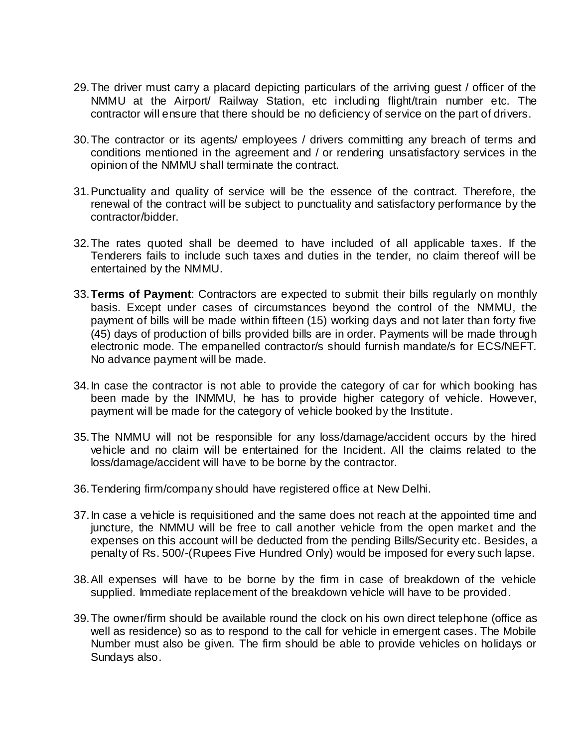29. The driver must carry a placard depicting particulars of the arriving guest / officer of the NMMU at the Airport/ Railway Station, etc including flight/train number etc. The contractor will ensure that there should be no deficiency of service on the part of drivers.

30. The contractor or its agents/ employees / drivers committing any breach of terms and conditions mentioned in the agreement and / or rendering unsatisfactory services in the opinion of the NMMU shall terminate the contract.

31. Punctuality and quality of service will be the essence of the contract. Therefore, the renewal of the contract will be subject to punctuality and satisfactory performance by the contractor/bidder.

32. The rates quoted shall be deemed to have included of all applicable taxes. If the Tenderers fails to include such taxes and duties in the tender, no claim thereof will be entertained by the NMMU.

33. **Terms of Payment**: Contractors are expected to submit their bills regularly on monthly basis. Except under cases of circumstances beyond the control of the NMMU, the payment of bills will be made within fifteen (15) working days and not later than forty five (45) days of production of bills provided bills are in order. Payments will be made through electronic mode. The empanelled contractor/s should furnish mandate/s for ECS/NEFT. No advance payment will be made.

34. In case the contractor is not able to provide the category of car for which booking has been made by the INMMU, he has to provide higher category of vehicle. However, payment will be made for the category of vehicle booked by the Institute.

35. The NMMU will not be responsible for any loss/damage/accident occurs by the hired vehicle and no claim will be entertained for the Incident. All the claims related to the loss/damage/accident will have to be borne by the contractor.

36. Tendering firm/company should have registered office at New Delhi.

37. In case a vehicle is requisitioned and the same does not reach at the appointed time and juncture, the NMMU will be free to call another vehicle from the open market and the expenses on this account will be deducted from the pending Bills/Security etc. Besides, a penalty of Rs. 500/-(Rupees Five Hundred Only) would be imposed for every such lapse.

38. All expenses will have to be borne by the firm in case of breakdown of the vehicle supplied. Immediate replacement of the breakdown vehicle will have to be provided.

39. The owner/firm should be available round the clock on his own direct telephone (office as well as residence) so as to respond to the call for vehicle in emergent cases. The Mobile Number must also be given. The firm should be able to provide vehicles on holidays or Sundays also.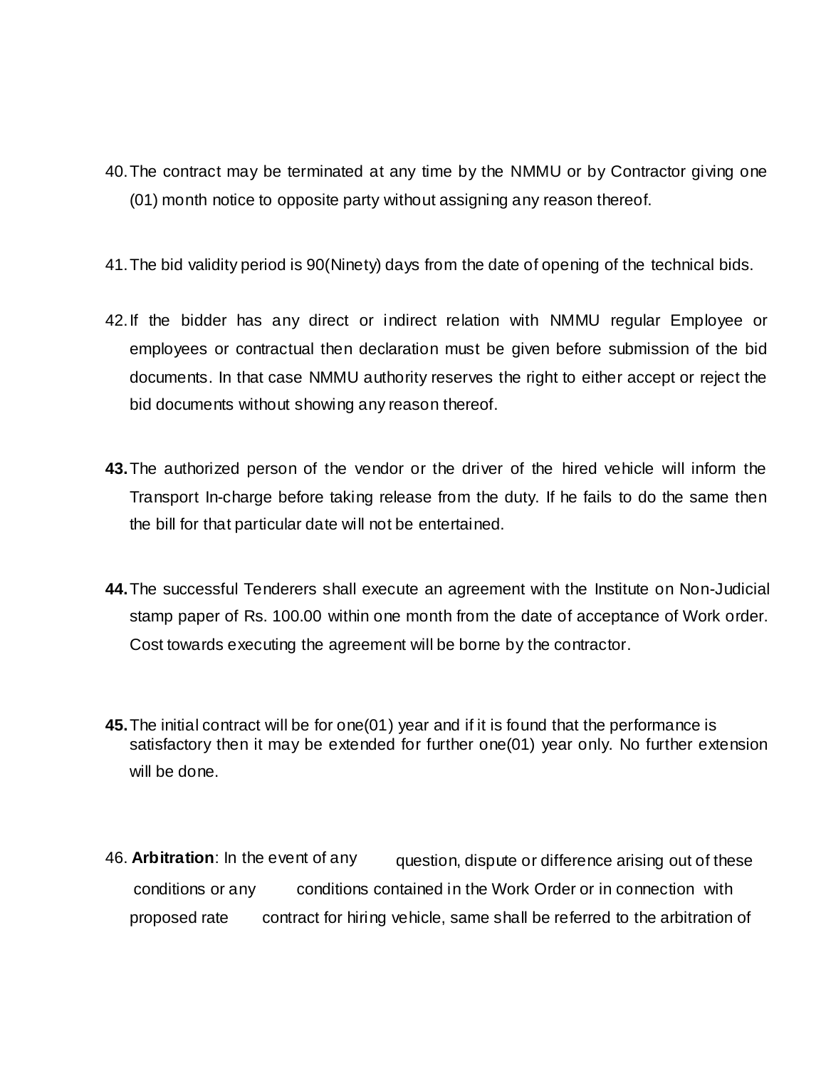40. The contract may be terminated at any time by the NMMU or by Contractor giving one (01) month notice to opposite party without assigning any reason thereof.

41. The bid validity period is 90(Ninety) days from the date of opening of the technical bids.

42. If the bidder has any direct or indirect relation with NMMU regular Employee or employees or contractual then declaration must be given before submission of the bid documents. In that case NMMU authority reserves the right to either accept or reject the bid documents without showing any reason thereof.

**43.** The authorized person of the vendor or the driver of the hired vehicle will inform the Transport In-charge before taking release from the duty. If he fails to do the same then the bill for that particular date will not be entertained.

**44.** The successful Tenderers shall execute an agreement with the Institute on Non-Judicial stamp paper of Rs. 100.00 within one month from the date of acceptance of Work order. Cost towards executing the agreement will be borne by the contractor.

**45.** The initial contract will be for one(01) year and if it is found that the performance is satisfactory then it may be extended for further one(01) year only. No further extension will be done.

46. **Arbitration**: In the event of any question, dispute or difference arising out of these conditions or any conditions contained in the Work Order or in connection with proposed rate contract for hiring vehicle, same shall be referred to the arbitration of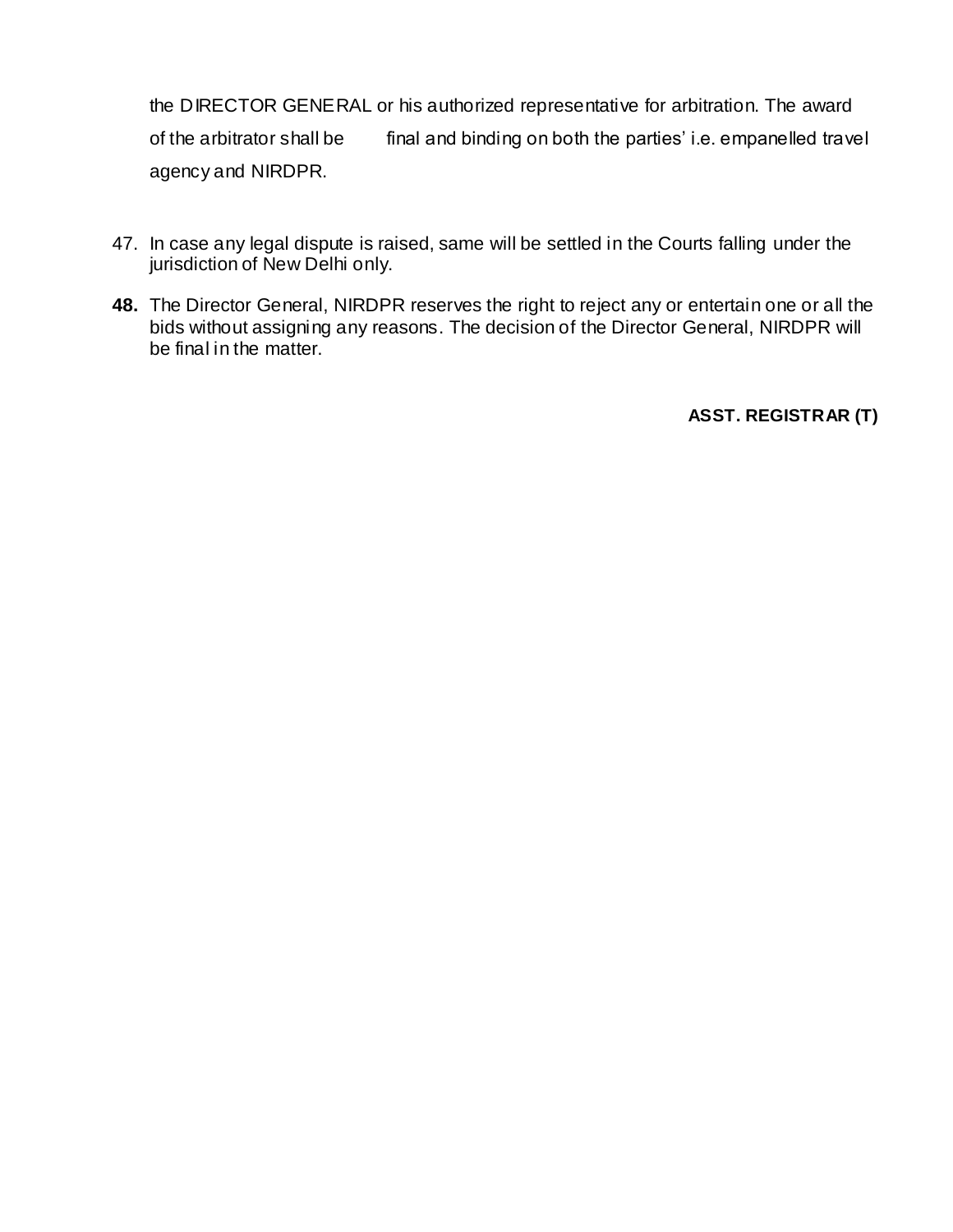the DIRECTOR GENERAL or his authorized representative for arbitration. The award of the arbitrator shall be final and binding on both the parties' i.e. empanelled travel agency and NIRDPR.

47. In case any legal dispute is raised, same will be settled in the Courts falling under the jurisdiction of New Delhi only.

**48.** The Director General, NIRDPR reserves the right to reject any or entertain one or all the bids without assigning any reasons. The decision of the Director General, NIRDPR will be final in the matter.

**ASST. REGISTRAR (T)**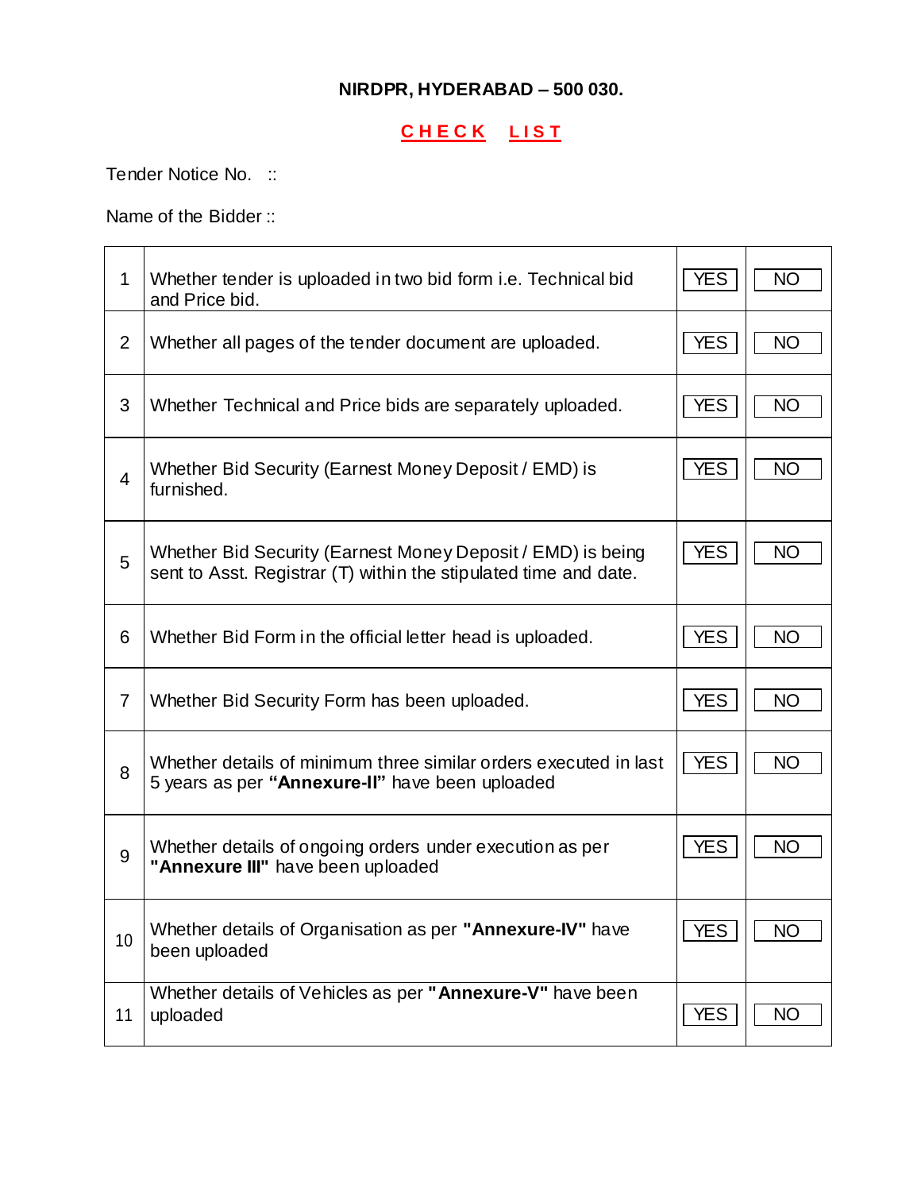**NIRDPR, HYDERABAD – 500 030.**

**CHECK LIST**

Tender Notice No. ::

Name of the Bidder ::

| | | | |
|---|---|---|---|
| 1 | Whether tender is uploaded in two bid form i.e. Technical bid and Price bid. | YES | NO |
| 2 | Whether all pages of the tender document are uploaded. | YES | NO |
| 3 | Whether Technical and Price bids are separately uploaded. | YES | NO |
| 4 | Whether Bid Security (Earnest Money Deposit / EMD) is furnished. | YES | NO |
| 5 | Whether Bid Security (Earnest Money Deposit / EMD) is being sent to Asst. Registrar (T) within the stipulated time and date. | YES | NO |
| 6 | Whether Bid Form in the official letter head is uploaded. | YES | NO |
| 7 | Whether Bid Security Form has been uploaded. | YES | NO |
| 8 | Whether details of minimum three similar orders executed in last 5 years as per **"Annexure-II"** have been uploaded | YES | NO |
| 9 | Whether details of ongoing orders under execution as per **"Annexure III"** have been uploaded | YES | NO |
| 10 | Whether details of Organisation as per **"Annexure-IV"** have been uploaded | YES | NO |
| 11 | Whether details of Vehicles as per **"Annexure-V"** have been uploaded | YES | NO |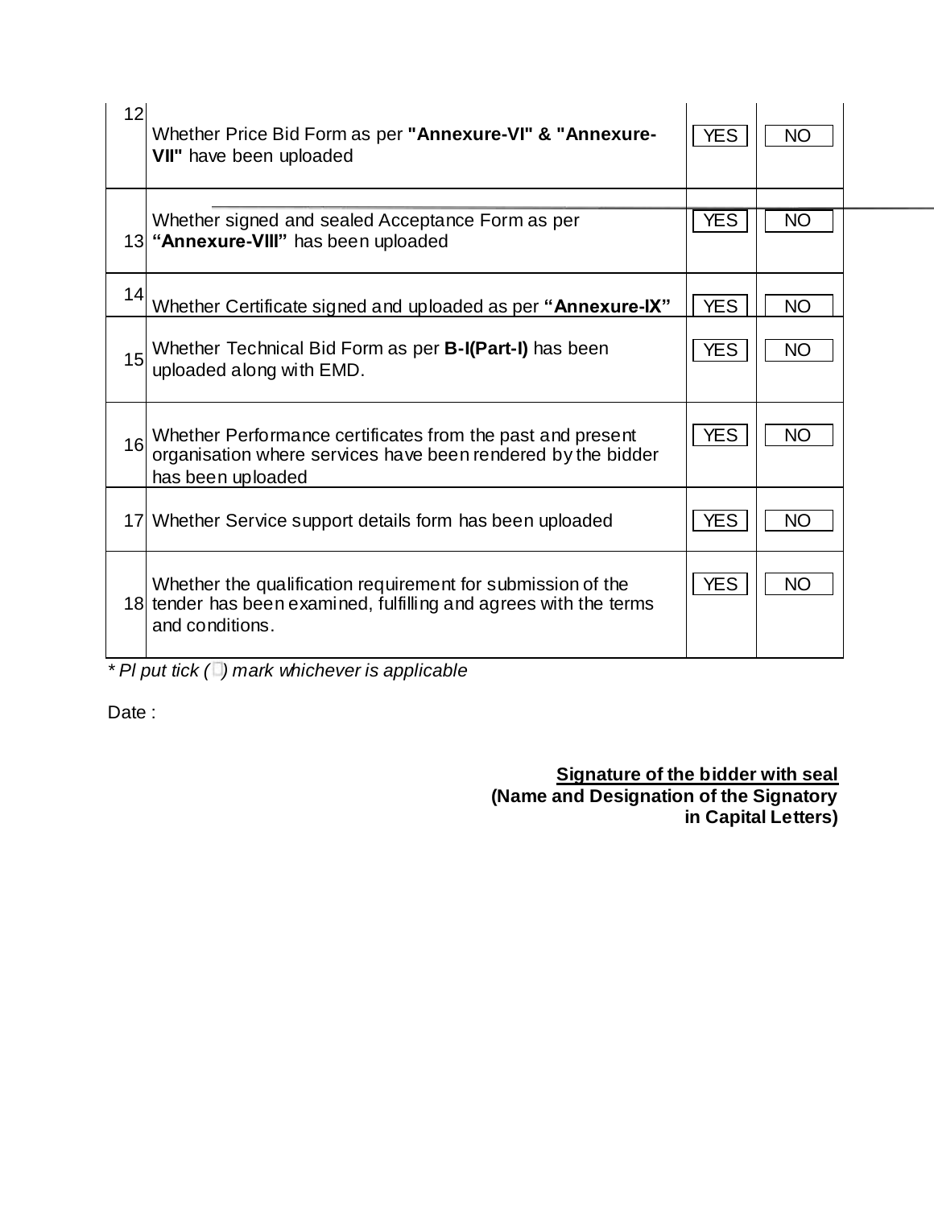| | | | |
|---|---|---|---|
| 12 | Whether Price Bid Form as per **"Annexure-VI" & "Annexure-VII"** have been uploaded | YES | NO |
| 13 | Whether signed and sealed Acceptance Form as per **"Annexure-VIII"** has been uploaded | YES | NO |
| 14 | Whether Certificate signed and uploaded as per **"Annexure-IX"** | YES | NO |
| 15 | Whether Technical Bid Form as per **B-I(Part-I)** has been uploaded along with EMD. | YES | NO |
| 16 | Whether Performance certificates from the past and present organisation where services have been rendered by the bidder has been uploaded | YES | NO |
| 17 | Whether Service support details form has been uploaded | YES | NO |
| 18 | Whether the qualification requirement for submission of the tender has been examined, fulfilling and agrees with the terms and conditions. | YES | NO |

*\* Pl put tick ( ) mark whichever is applicable*

Date :

**Signature of the bidder with seal**
**(Name and Designation of the Signatory in Capital Letters)**